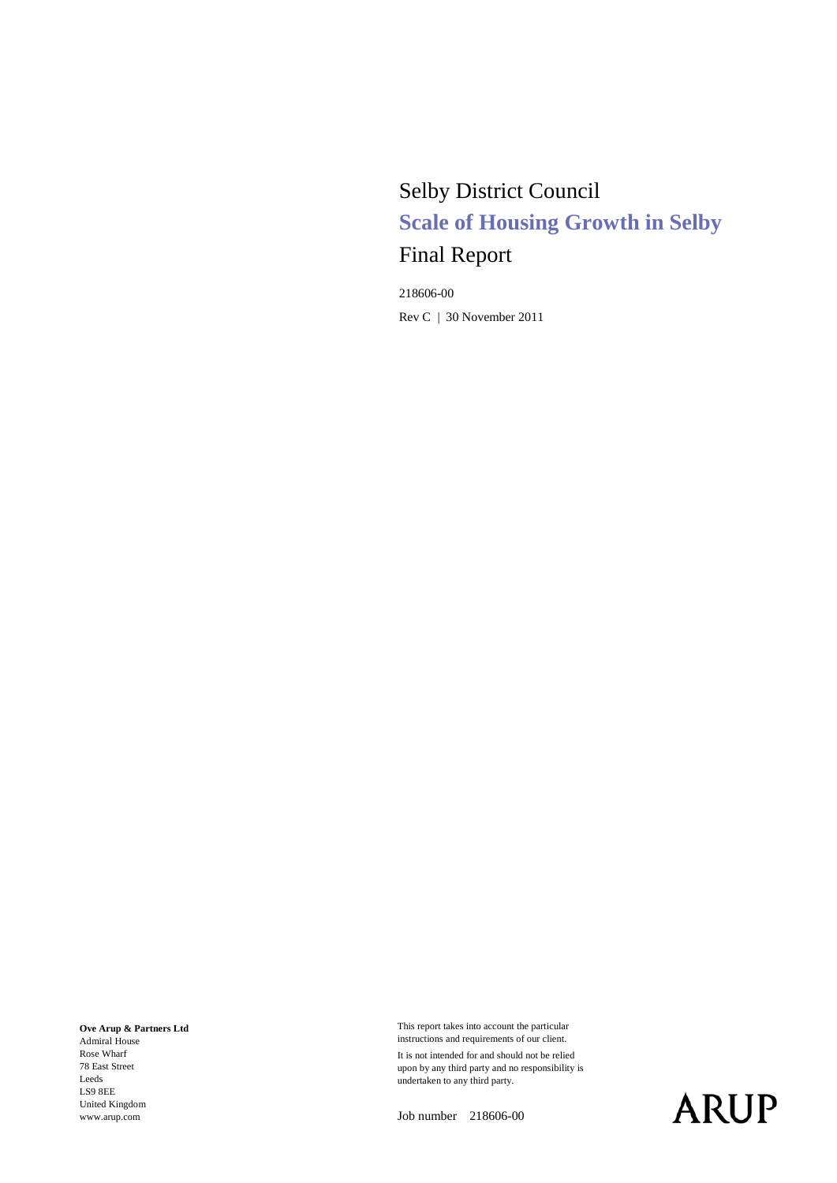# Selby District Council

## Scale of Housing Growth in Selby

Final Report

218606-00

Rev C | 30 November 2011

**Ove Arup & Partners Ltd**
Admiral House
Rose Wharf
78 East Street
Leeds
LS9 8EE
United Kingdom
www.arup.com

This report takes into account the particular instructions and requirements of our client.

It is not intended for and should not be relied upon by any third party and no responsibility is undertaken to any third party.

Job number 218606-00

ARUP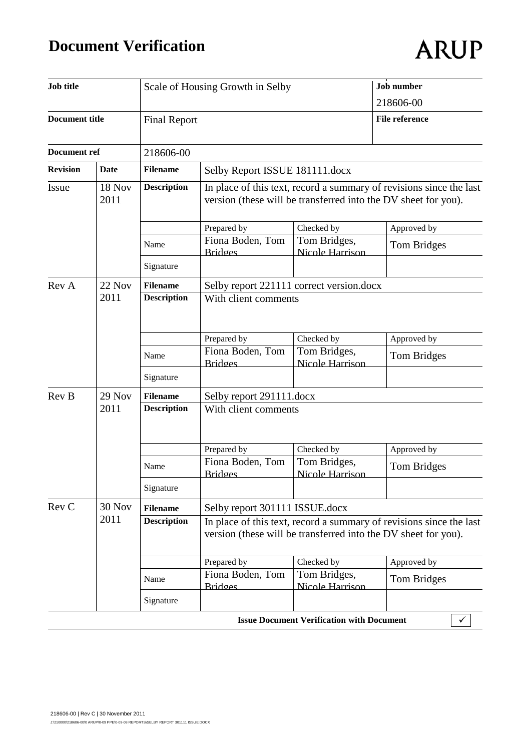# Document Verification

ARUP

| Job title | | Scale of Housing Growth in Selby | | | Job number |
|---|---|---|---|---|---|
| | | | | | 218606-00 |
| Document title | | Final Report | | | File reference |
| Document ref | | 218606-00 | | | |
| **Revision** | **Date** | **Filename** | Selby Report ISSUE 181111.docx | | |
| Issue | 18 Nov 2011 | **Description** | In place of this text, record a summary of revisions since the last version (these will be transferred into the DV sheet for you). | | |
| | | | Prepared by | Checked by | Approved by |
| | | Name | Fiona Boden, Tom Bridges | Tom Bridges, Nicole Harrison | Tom Bridges |
| | | Signature | | | |
| Rev A | 22 Nov 2011 | **Filename** | Selby report 221111 correct version.docx | | |
| | | **Description** | With client comments | | |
| | | | Prepared by | Checked by | Approved by |
| | | Name | Fiona Boden, Tom Bridges | Tom Bridges, Nicole Harrison | Tom Bridges |
| | | Signature | | | |
| Rev B | 29 Nov 2011 | **Filename** | Selby report 291111.docx | | |
| | | **Description** | With client comments | | |
| | | | Prepared by | Checked by | Approved by |
| | | Name | Fiona Boden, Tom Bridges | Tom Bridges, Nicole Harrison | Tom Bridges |
| | | Signature | | | |
| Rev C | 30 Nov 2011 | **Filename** | Selby report 301111 ISSUE.docx | | |
| | | **Description** | In place of this text, record a summary of revisions since the last version (these will be transferred into the DV sheet for you). | | |
| | | | Prepared by | Checked by | Approved by |
| | | Name | Fiona Boden, Tom Bridges | Tom Bridges, Nicole Harrison | Tom Bridges |
| | | Signature | | | |

**Issue Document Verification with Document** ✓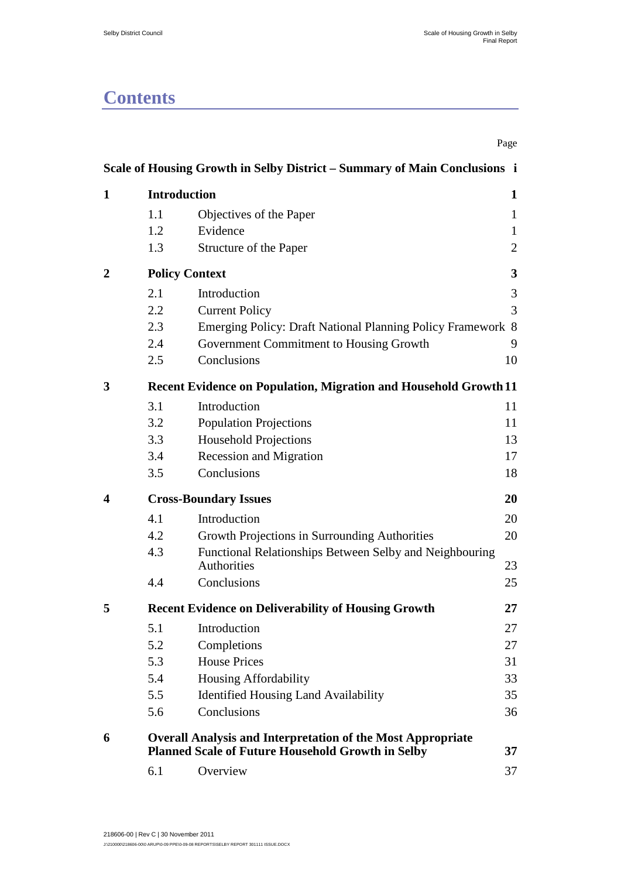# Contents

| | | | Page |
|---|---|---|---|
| **Scale of Housing Growth in Selby District – Summary of Main Conclusions** | | | **i** |
| **1** | **Introduction** | | **1** |
| | 1.1 | Objectives of the Paper | 1 |
| | 1.2 | Evidence | 1 |
| | 1.3 | Structure of the Paper | 2 |
| **2** | **Policy Context** | | **3** |
| | 2.1 | Introduction | 3 |
| | 2.2 | Current Policy | 3 |
| | 2.3 | Emerging Policy: Draft National Planning Policy Framework | 8 |
| | 2.4 | Government Commitment to Housing Growth | 9 |
| | 2.5 | Conclusions | 10 |
| **3** | **Recent Evidence on Population, Migration and Household Growth** | | **11** |
| | 3.1 | Introduction | 11 |
| | 3.2 | Population Projections | 11 |
| | 3.3 | Household Projections | 13 |
| | 3.4 | Recession and Migration | 17 |
| | 3.5 | Conclusions | 18 |
| **4** | **Cross-Boundary Issues** | | **20** |
| | 4.1 | Introduction | 20 |
| | 4.2 | Growth Projections in Surrounding Authorities | 20 |
| | 4.3 | Functional Relationships Between Selby and Neighbouring Authorities | 23 |
| | 4.4 | Conclusions | 25 |
| **5** | **Recent Evidence on Deliverability of Housing Growth** | | **27** |
| | 5.1 | Introduction | 27 |
| | 5.2 | Completions | 27 |
| | 5.3 | House Prices | 31 |
| | 5.4 | Housing Affordability | 33 |
| | 5.5 | Identified Housing Land Availability | 35 |
| | 5.6 | Conclusions | 36 |
| **6** | **Overall Analysis and Interpretation of the Most Appropriate Planned Scale of Future Household Growth in Selby** | | **37** |
| | 6.1 | Overview | 37 |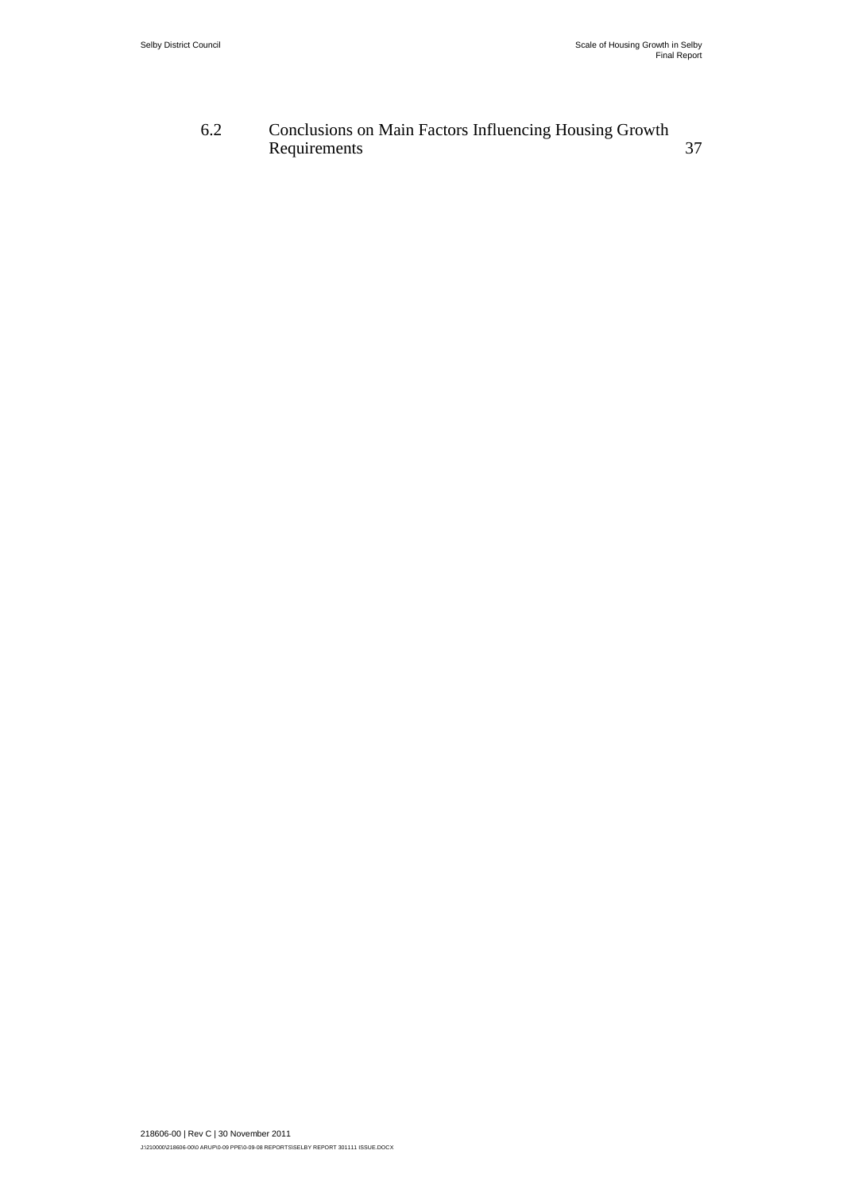| | | |
|---|---|---|
| 6.2 | Conclusions on Main Factors Influencing Housing Growth Requirements | 37 |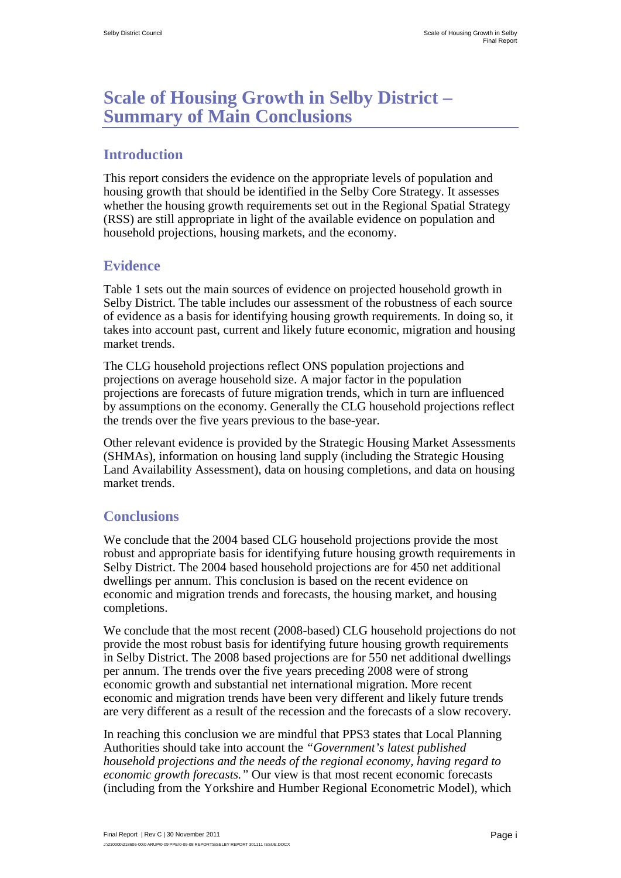# Scale of Housing Growth in Selby District – Summary of Main Conclusions

## Introduction

This report considers the evidence on the appropriate levels of population and housing growth that should be identified in the Selby Core Strategy. It assesses whether the housing growth requirements set out in the Regional Spatial Strategy (RSS) are still appropriate in light of the available evidence on population and household projections, housing markets, and the economy.

## Evidence

Table 1 sets out the main sources of evidence on projected household growth in Selby District. The table includes our assessment of the robustness of each source of evidence as a basis for identifying housing growth requirements. In doing so, it takes into account past, current and likely future economic, migration and housing market trends.

The CLG household projections reflect ONS population projections and projections on average household size. A major factor in the population projections are forecasts of future migration trends, which in turn are influenced by assumptions on the economy. Generally the CLG household projections reflect the trends over the five years previous to the base-year.

Other relevant evidence is provided by the Strategic Housing Market Assessments (SHMAs), information on housing land supply (including the Strategic Housing Land Availability Assessment), data on housing completions, and data on housing market trends.

## Conclusions

We conclude that the 2004 based CLG household projections provide the most robust and appropriate basis for identifying future housing growth requirements in Selby District. The 2004 based household projections are for 450 net additional dwellings per annum. This conclusion is based on the recent evidence on economic and migration trends and forecasts, the housing market, and housing completions.

We conclude that the most recent (2008-based) CLG household projections do not provide the most robust basis for identifying future housing growth requirements in Selby District. The 2008 based projections are for 550 net additional dwellings per annum. The trends over the five years preceding 2008 were of strong economic growth and substantial net international migration. More recent economic and migration trends have been very different and likely future trends are very different as a result of the recession and the forecasts of a slow recovery.

In reaching this conclusion we are mindful that PPS3 states that Local Planning Authorities should take into account the *"Government's latest published household projections and the needs of the regional economy, having regard to economic growth forecasts."* Our view is that most recent economic forecasts (including from the Yorkshire and Humber Regional Econometric Model), which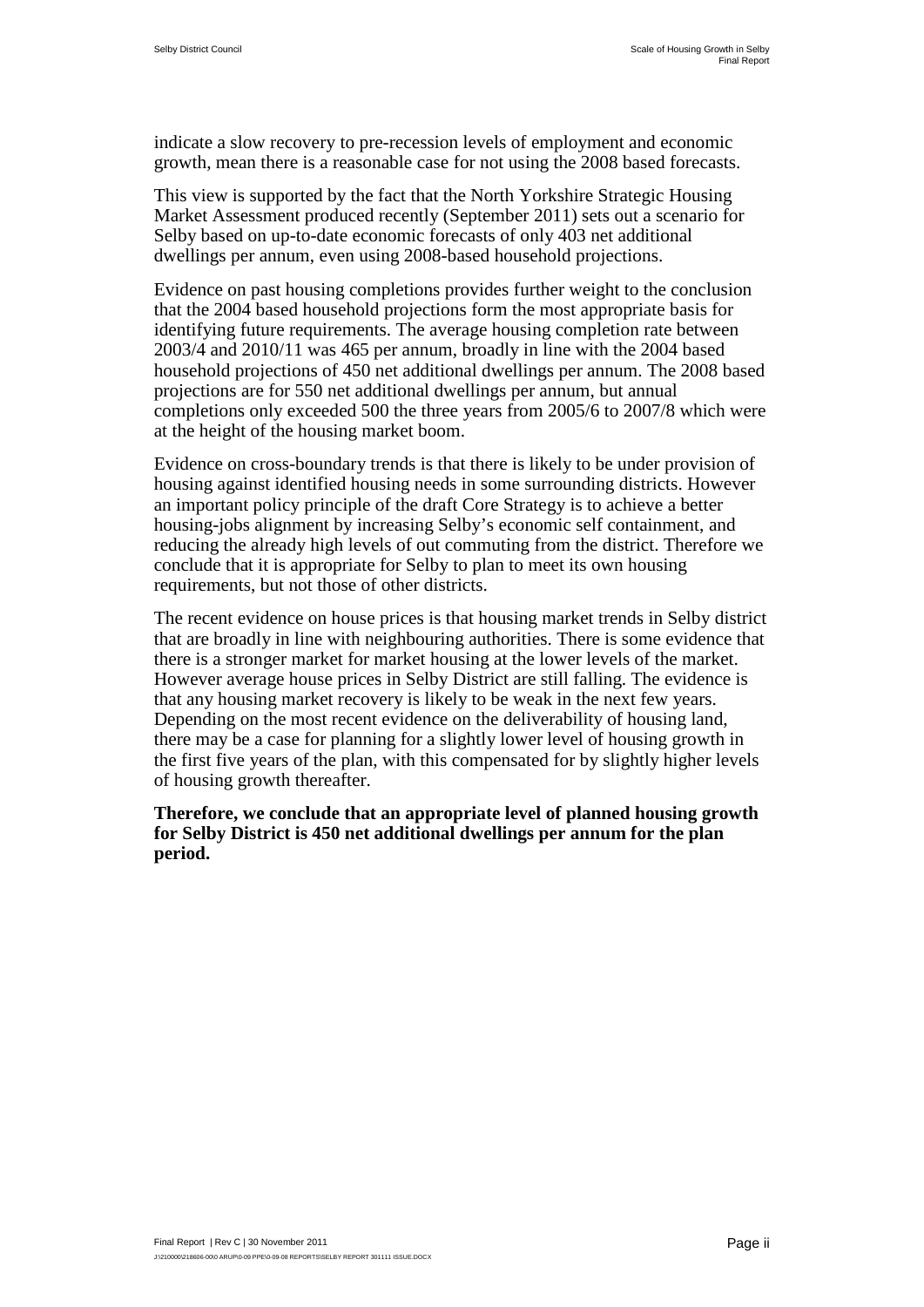indicate a slow recovery to pre-recession levels of employment and economic growth, mean there is a reasonable case for not using the 2008 based forecasts.

This view is supported by the fact that the North Yorkshire Strategic Housing Market Assessment produced recently (September 2011) sets out a scenario for Selby based on up-to-date economic forecasts of only 403 net additional dwellings per annum, even using 2008-based household projections.

Evidence on past housing completions provides further weight to the conclusion that the 2004 based household projections form the most appropriate basis for identifying future requirements. The average housing completion rate between 2003/4 and 2010/11 was 465 per annum, broadly in line with the 2004 based household projections of 450 net additional dwellings per annum. The 2008 based projections are for 550 net additional dwellings per annum, but annual completions only exceeded 500 the three years from 2005/6 to 2007/8 which were at the height of the housing market boom.

Evidence on cross-boundary trends is that there is likely to be under provision of housing against identified housing needs in some surrounding districts. However an important policy principle of the draft Core Strategy is to achieve a better housing-jobs alignment by increasing Selby's economic self containment, and reducing the already high levels of out commuting from the district. Therefore we conclude that it is appropriate for Selby to plan to meet its own housing requirements, but not those of other districts.

The recent evidence on house prices is that housing market trends in Selby district that are broadly in line with neighbouring authorities. There is some evidence that there is a stronger market for market housing at the lower levels of the market. However average house prices in Selby District are still falling. The evidence is that any housing market recovery is likely to be weak in the next few years. Depending on the most recent evidence on the deliverability of housing land, there may be a case for planning for a slightly lower level of housing growth in the first five years of the plan, with this compensated for by slightly higher levels of housing growth thereafter.

**Therefore, we conclude that an appropriate level of planned housing growth for Selby District is 450 net additional dwellings per annum for the plan period.**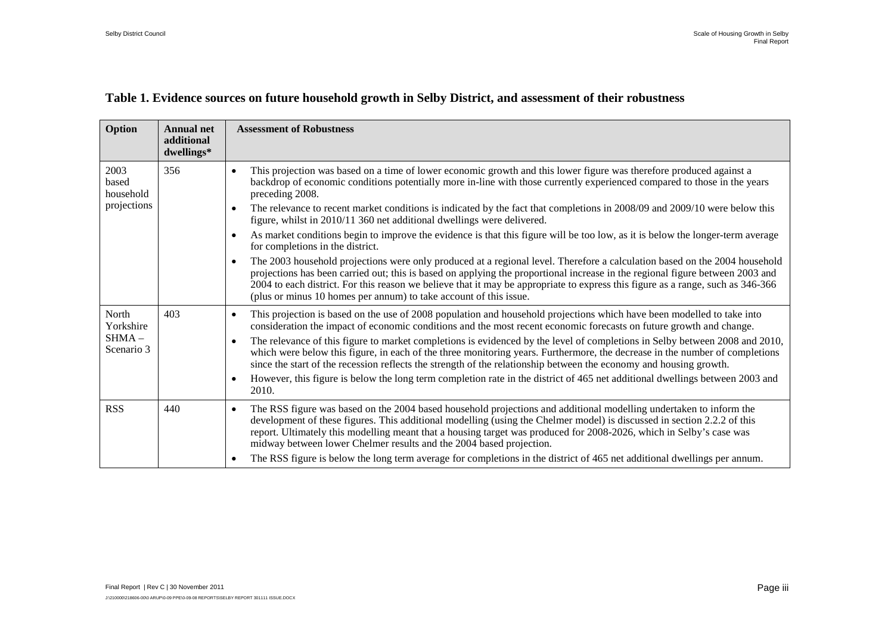## Table 1. Evidence sources on future household growth in Selby District, and assessment of their robustness

| Option | Annual net additional dwellings* | Assessment of Robustness |
|---|---|---|
| 2003 based household projections | 356 | • This projection was based on a time of lower economic growth and this lower figure was therefore produced against a backdrop of economic conditions potentially more in-line with those currently experienced compared to those in the years preceding 2008.<br>• The relevance to recent market conditions is indicated by the fact that completions in 2008/09 and 2009/10 were below this figure, whilst in 2010/11 360 net additional dwellings were delivered.<br>• As market conditions begin to improve the evidence is that this figure will be too low, as it is below the longer-term average for completions in the district.<br>• The 2003 household projections were only produced at a regional level. Therefore a calculation based on the 2004 household projections has been carried out; this is based on applying the proportional increase in the regional figure between 2003 and 2004 to each district. For this reason we believe that it may be appropriate to express this figure as a range, such as 346-366 (plus or minus 10 homes per annum) to take account of this issue. |
| North Yorkshire SHMA – Scenario 3 | 403 | • This projection is based on the use of 2008 population and household projections which have been modelled to take into consideration the impact of economic conditions and the most recent economic forecasts on future growth and change.<br>• The relevance of this figure to market completions is evidenced by the level of completions in Selby between 2008 and 2010, which were below this figure, in each of the three monitoring years. Furthermore, the decrease in the number of completions since the start of the recession reflects the strength of the relationship between the economy and housing growth.<br>• However, this figure is below the long term completion rate in the district of 465 net additional dwellings between 2003 and 2010. |
| RSS | 440 | • The RSS figure was based on the 2004 based household projections and additional modelling undertaken to inform the development of these figures. This additional modelling (using the Chelmer model) is discussed in section 2.2.2 of this report. Ultimately this modelling meant that a housing target was produced for 2008-2026, which in Selby's case was midway between lower Chelmer results and the 2004 based projection.<br>• The RSS figure is below the long term average for completions in the district of 465 net additional dwellings per annum. |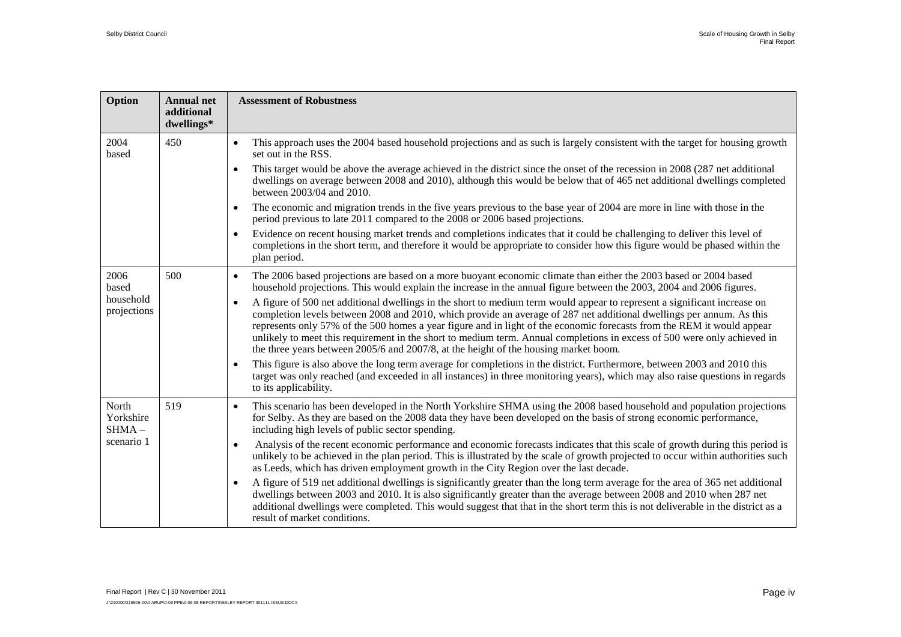| Option | Annual net additional dwellings* | Assessment of Robustness |
|---|---|---|
| 2004 based | 450 | • This approach uses the 2004 based household projections and as such is largely consistent with the target for housing growth set out in the RSS.<br>• This target would be above the average achieved in the district since the onset of the recession in 2008 (287 net additional dwellings on average between 2008 and 2010), although this would be below that of 465 net additional dwellings completed between 2003/04 and 2010.<br>• The economic and migration trends in the five years previous to the base year of 2004 are more in line with those in the period previous to late 2011 compared to the 2008 or 2006 based projections.<br>• Evidence on recent housing market trends and completions indicates that it could be challenging to deliver this level of completions in the short term, and therefore it would be appropriate to consider how this figure would be phased within the plan period. |
| 2006 based household projections | 500 | • The 2006 based projections are based on a more buoyant economic climate than either the 2003 based or 2004 based household projections. This would explain the increase in the annual figure between the 2003, 2004 and 2006 figures.<br>• A figure of 500 net additional dwellings in the short to medium term would appear to represent a significant increase on completion levels between 2008 and 2010, which provide an average of 287 net additional dwellings per annum. As this represents only 57% of the 500 homes a year figure and in light of the economic forecasts from the REM it would appear unlikely to meet this requirement in the short to medium term. Annual completions in excess of 500 were only achieved in the three years between 2005/6 and 2007/8, at the height of the housing market boom.<br>• This figure is also above the long term average for completions in the district. Furthermore, between 2003 and 2010 this target was only reached (and exceeded in all instances) in three monitoring years), which may also raise questions in regards to its applicability. |
| North Yorkshire SHMA – scenario 1 | 519 | • This scenario has been developed in the North Yorkshire SHMA using the 2008 based household and population projections for Selby. As they are based on the 2008 data they have been developed on the basis of strong economic performance, including high levels of public sector spending.<br>• Analysis of the recent economic performance and economic forecasts indicates that this scale of growth during this period is unlikely to be achieved in the plan period. This is illustrated by the scale of growth projected to occur within authorities such as Leeds, which has driven employment growth in the City Region over the last decade.<br>• A figure of 519 net additional dwellings is significantly greater than the long term average for the area of 365 net additional dwellings between 2003 and 2010. It is also significantly greater than the average between 2008 and 2010 when 287 net additional dwellings were completed. This would suggest that that in the short term this is not deliverable in the district as a result of market conditions. |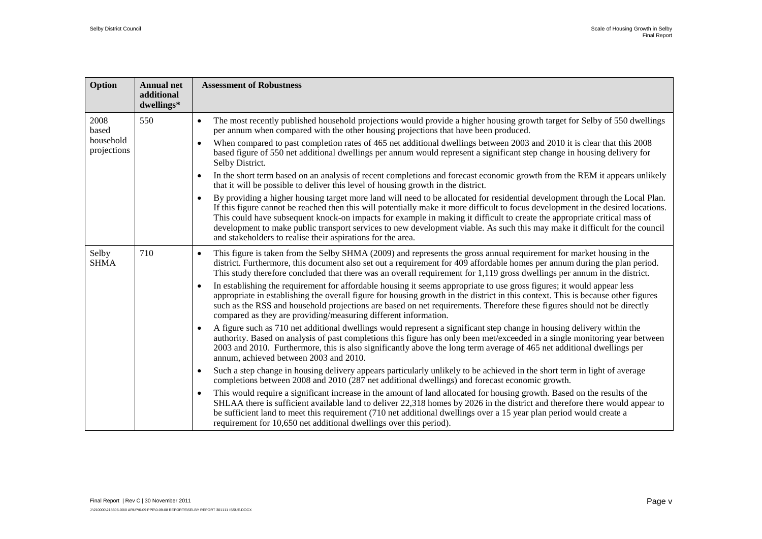| Option | Annual net additional dwellings* | Assessment of Robustness |
|---|---|---|
| 2008 based household projections | 550 | • The most recently published household projections would provide a higher housing growth target for Selby of 550 dwellings per annum when compared with the other housing projections that have been produced.<br>• When compared to past completion rates of 465 net additional dwellings between 2003 and 2010 it is clear that this 2008 based figure of 550 net additional dwellings per annum would represent a significant step change in housing delivery for Selby District.<br>• In the short term based on an analysis of recent completions and forecast economic growth from the REM it appears unlikely that it will be possible to deliver this level of housing growth in the district.<br>• By providing a higher housing target more land will need to be allocated for residential development through the Local Plan. If this figure cannot be reached then this will potentially make it more difficult to focus development in the desired locations. This could have subsequent knock-on impacts for example in making it difficult to create the appropriate critical mass of development to make public transport services to new development viable. As such this may make it difficult for the council and stakeholders to realise their aspirations for the area. |
| Selby SHMA | 710 | • This figure is taken from the Selby SHMA (2009) and represents the gross annual requirement for market housing in the district. Furthermore, this document also set out a requirement for 409 affordable homes per annum during the plan period. This study therefore concluded that there was an overall requirement for 1,119 gross dwellings per annum in the district.<br>• In establishing the requirement for affordable housing it seems appropriate to use gross figures; it would appear less appropriate in establishing the overall figure for housing growth in the district in this context. This is because other figures such as the RSS and household projections are based on net requirements. Therefore these figures should not be directly compared as they are providing/measuring different information.<br>• A figure such as 710 net additional dwellings would represent a significant step change in housing delivery within the authority. Based on analysis of past completions this figure has only been met/exceeded in a single monitoring year between 2003 and 2010. Furthermore, this is also significantly above the long term average of 465 net additional dwellings per annum, achieved between 2003 and 2010.<br>• Such a step change in housing delivery appears particularly unlikely to be achieved in the short term in light of average completions between 2008 and 2010 (287 net additional dwellings) and forecast economic growth.<br>• This would require a significant increase in the amount of land allocated for housing growth. Based on the results of the SHLAA there is sufficient available land to deliver 22,318 homes by 2026 in the district and therefore there would appear to be sufficient land to meet this requirement (710 net additional dwellings over a 15 year plan period would create a requirement for 10,650 net additional dwellings over this period). |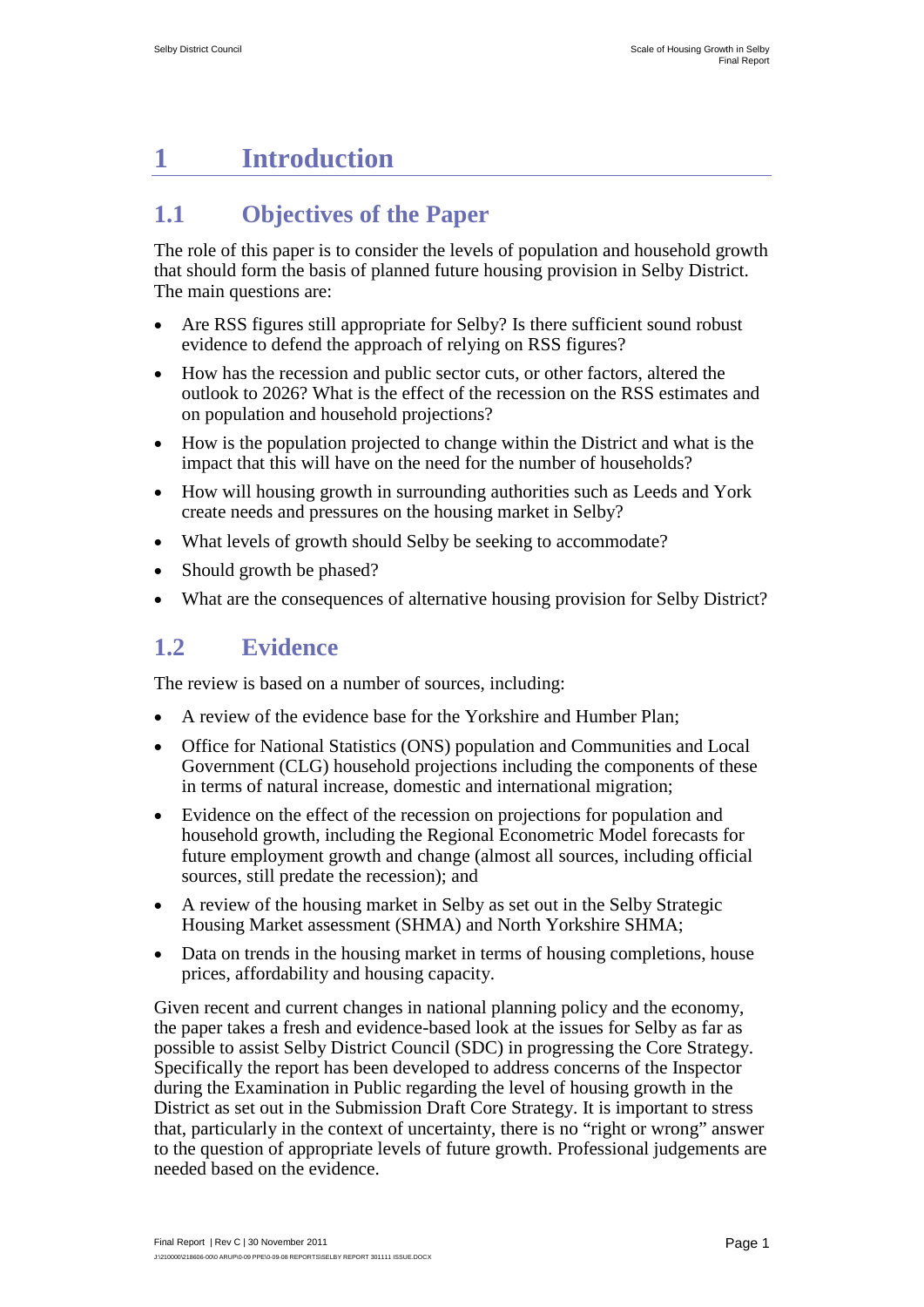# 1 Introduction

## 1.1 Objectives of the Paper

The role of this paper is to consider the levels of population and household growth that should form the basis of planned future housing provision in Selby District. The main questions are:

- Are RSS figures still appropriate for Selby? Is there sufficient sound robust evidence to defend the approach of relying on RSS figures?
- How has the recession and public sector cuts, or other factors, altered the outlook to 2026? What is the effect of the recession on the RSS estimates and on population and household projections?
- How is the population projected to change within the District and what is the impact that this will have on the need for the number of households?
- How will housing growth in surrounding authorities such as Leeds and York create needs and pressures on the housing market in Selby?
- What levels of growth should Selby be seeking to accommodate?
- Should growth be phased?
- What are the consequences of alternative housing provision for Selby District?

## 1.2 Evidence

The review is based on a number of sources, including:

- A review of the evidence base for the Yorkshire and Humber Plan;
- Office for National Statistics (ONS) population and Communities and Local Government (CLG) household projections including the components of these in terms of natural increase, domestic and international migration;
- Evidence on the effect of the recession on projections for population and household growth, including the Regional Econometric Model forecasts for future employment growth and change (almost all sources, including official sources, still predate the recession); and
- A review of the housing market in Selby as set out in the Selby Strategic Housing Market assessment (SHMA) and North Yorkshire SHMA;
- Data on trends in the housing market in terms of housing completions, house prices, affordability and housing capacity.

Given recent and current changes in national planning policy and the economy, the paper takes a fresh and evidence-based look at the issues for Selby as far as possible to assist Selby District Council (SDC) in progressing the Core Strategy. Specifically the report has been developed to address concerns of the Inspector during the Examination in Public regarding the level of housing growth in the District as set out in the Submission Draft Core Strategy. It is important to stress that, particularly in the context of uncertainty, there is no "right or wrong" answer to the question of appropriate levels of future growth. Professional judgements are needed based on the evidence.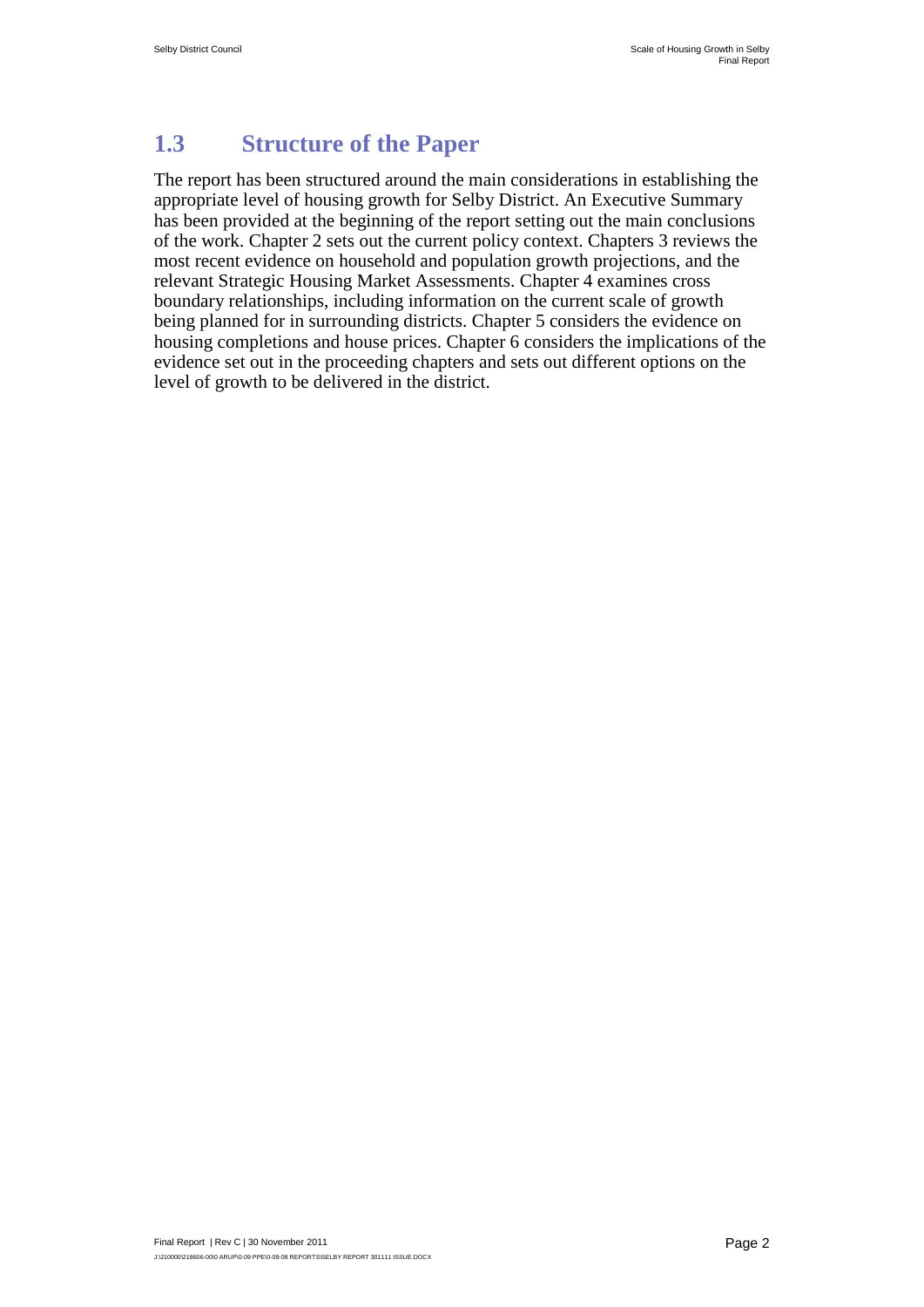## 1.3 Structure of the Paper

The report has been structured around the main considerations in establishing the appropriate level of housing growth for Selby District. An Executive Summary has been provided at the beginning of the report setting out the main conclusions of the work. Chapter 2 sets out the current policy context. Chapters 3 reviews the most recent evidence on household and population growth projections, and the relevant Strategic Housing Market Assessments. Chapter 4 examines cross boundary relationships, including information on the current scale of growth being planned for in surrounding districts. Chapter 5 considers the evidence on housing completions and house prices. Chapter 6 considers the implications of the evidence set out in the proceeding chapters and sets out different options on the level of growth to be delivered in the district.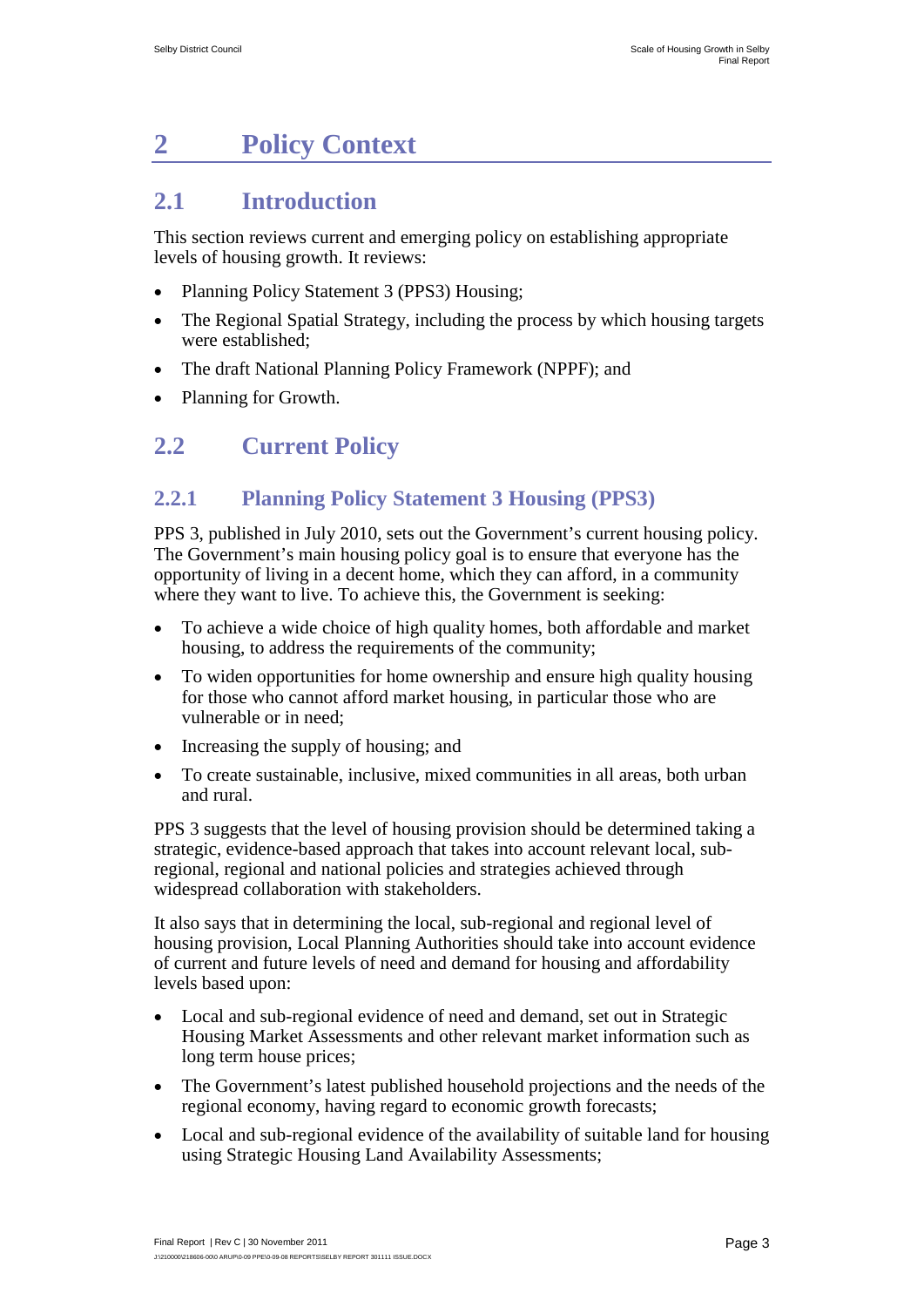# 2 Policy Context

## 2.1 Introduction

This section reviews current and emerging policy on establishing appropriate levels of housing growth. It reviews:

- Planning Policy Statement 3 (PPS3) Housing;
- The Regional Spatial Strategy, including the process by which housing targets were established;
- The draft National Planning Policy Framework (NPPF); and
- Planning for Growth.

## 2.2 Current Policy

### 2.2.1 Planning Policy Statement 3 Housing (PPS3)

PPS 3, published in July 2010, sets out the Government's current housing policy. The Government's main housing policy goal is to ensure that everyone has the opportunity of living in a decent home, which they can afford, in a community where they want to live. To achieve this, the Government is seeking:

- To achieve a wide choice of high quality homes, both affordable and market housing, to address the requirements of the community;
- To widen opportunities for home ownership and ensure high quality housing for those who cannot afford market housing, in particular those who are vulnerable or in need;
- Increasing the supply of housing; and
- To create sustainable, inclusive, mixed communities in all areas, both urban and rural.

PPS 3 suggests that the level of housing provision should be determined taking a strategic, evidence-based approach that takes into account relevant local, sub-regional, regional and national policies and strategies achieved through widespread collaboration with stakeholders.

It also says that in determining the local, sub-regional and regional level of housing provision, Local Planning Authorities should take into account evidence of current and future levels of need and demand for housing and affordability levels based upon:

- Local and sub-regional evidence of need and demand, set out in Strategic Housing Market Assessments and other relevant market information such as long term house prices;
- The Government's latest published household projections and the needs of the regional economy, having regard to economic growth forecasts;
- Local and sub-regional evidence of the availability of suitable land for housing using Strategic Housing Land Availability Assessments;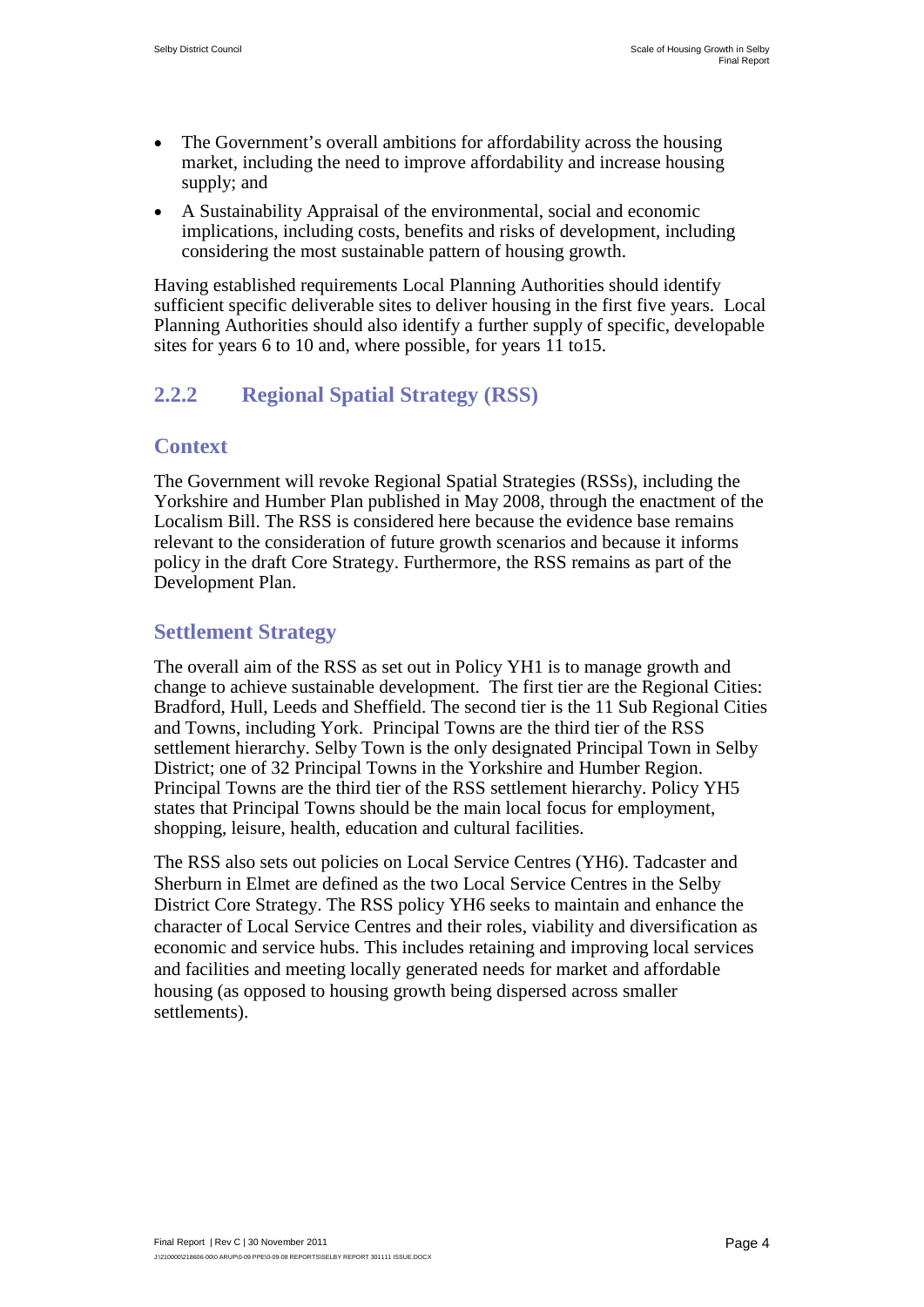- The Government's overall ambitions for affordability across the housing market, including the need to improve affordability and increase housing supply; and
- A Sustainability Appraisal of the environmental, social and economic implications, including costs, benefits and risks of development, including considering the most sustainable pattern of housing growth.

Having established requirements Local Planning Authorities should identify sufficient specific deliverable sites to deliver housing in the first five years. Local Planning Authorities should also identify a further supply of specific, developable sites for years 6 to 10 and, where possible, for years 11 to15.

### 2.2.2 Regional Spatial Strategy (RSS)

#### Context

The Government will revoke Regional Spatial Strategies (RSSs), including the Yorkshire and Humber Plan published in May 2008, through the enactment of the Localism Bill. The RSS is considered here because the evidence base remains relevant to the consideration of future growth scenarios and because it informs policy in the draft Core Strategy. Furthermore, the RSS remains as part of the Development Plan.

#### Settlement Strategy

The overall aim of the RSS as set out in Policy YH1 is to manage growth and change to achieve sustainable development. The first tier are the Regional Cities: Bradford, Hull, Leeds and Sheffield. The second tier is the 11 Sub Regional Cities and Towns, including York. Principal Towns are the third tier of the RSS settlement hierarchy. Selby Town is the only designated Principal Town in Selby District; one of 32 Principal Towns in the Yorkshire and Humber Region. Principal Towns are the third tier of the RSS settlement hierarchy. Policy YH5 states that Principal Towns should be the main local focus for employment, shopping, leisure, health, education and cultural facilities.

The RSS also sets out policies on Local Service Centres (YH6). Tadcaster and Sherburn in Elmet are defined as the two Local Service Centres in the Selby District Core Strategy. The RSS policy YH6 seeks to maintain and enhance the character of Local Service Centres and their roles, viability and diversification as economic and service hubs. This includes retaining and improving local services and facilities and meeting locally generated needs for market and affordable housing (as opposed to housing growth being dispersed across smaller settlements).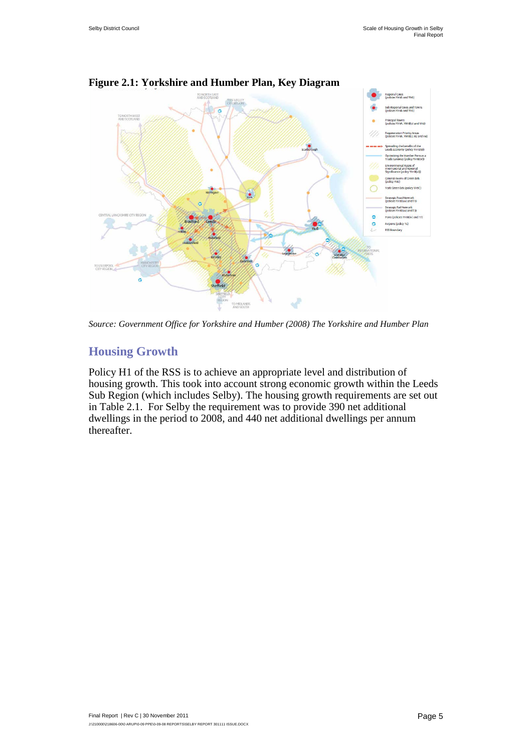**Figure 2.1: Yorkshire and Humber Plan, Key Diagram**

*Source: Government Office for Yorkshire and Humber (2008) The Yorkshire and Humber Plan*

## Housing Growth

Policy H1 of the RSS is to achieve an appropriate level and distribution of housing growth. This took into account strong economic growth within the Leeds Sub Region (which includes Selby). The housing growth requirements are set out in Table 2.1. For Selby the requirement was to provide 390 net additional dwellings in the period to 2008, and 440 net additional dwellings per annum thereafter.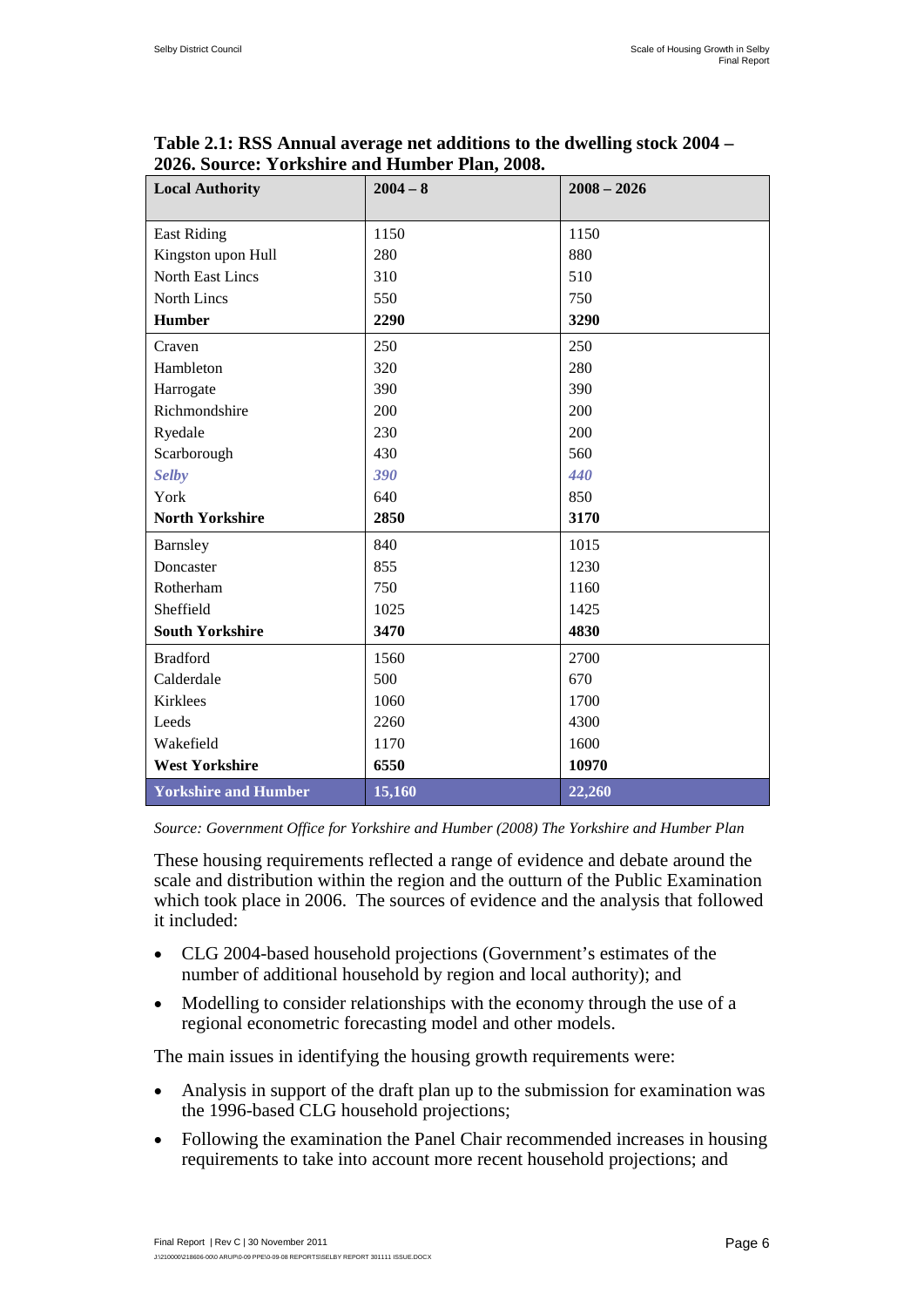**Table 2.1: RSS Annual average net additions to the dwelling stock 2004 – 2026. Source: Yorkshire and Humber Plan, 2008.**

| Local Authority | 2004 – 8 | 2008 – 2026 |
|---|---|---|
| East Riding | 1150 | 1150 |
| Kingston upon Hull | 280 | 880 |
| North East Lincs | 310 | 510 |
| North Lincs | 550 | 750 |
| **Humber** | **2290** | **3290** |
| Craven | 250 | 250 |
| Hambleton | 320 | 280 |
| Harrogate | 390 | 390 |
| Richmondshire | 200 | 200 |
| Ryedale | 230 | 200 |
| Scarborough | 430 | 560 |
| ***Selby*** | ***390*** | ***440*** |
| York | 640 | 850 |
| **North Yorkshire** | **2850** | **3170** |
| Barnsley | 840 | 1015 |
| Doncaster | 855 | 1230 |
| Rotherham | 750 | 1160 |
| Sheffield | 1025 | 1425 |
| **South Yorkshire** | **3470** | **4830** |
| Bradford | 1560 | 2700 |
| Calderdale | 500 | 670 |
| Kirklees | 1060 | 1700 |
| Leeds | 2260 | 4300 |
| Wakefield | 1170 | 1600 |
| **West Yorkshire** | **6550** | **10970** |
| **Yorkshire and Humber** | **15,160** | **22,260** |

*Source: Government Office for Yorkshire and Humber (2008) The Yorkshire and Humber Plan*

These housing requirements reflected a range of evidence and debate around the scale and distribution within the region and the outturn of the Public Examination which took place in 2006. The sources of evidence and the analysis that followed it included:

- CLG 2004-based household projections (Government's estimates of the number of additional household by region and local authority); and
- Modelling to consider relationships with the economy through the use of a regional econometric forecasting model and other models.

The main issues in identifying the housing growth requirements were:

- Analysis in support of the draft plan up to the submission for examination was the 1996-based CLG household projections;
- Following the examination the Panel Chair recommended increases in housing requirements to take into account more recent household projections; and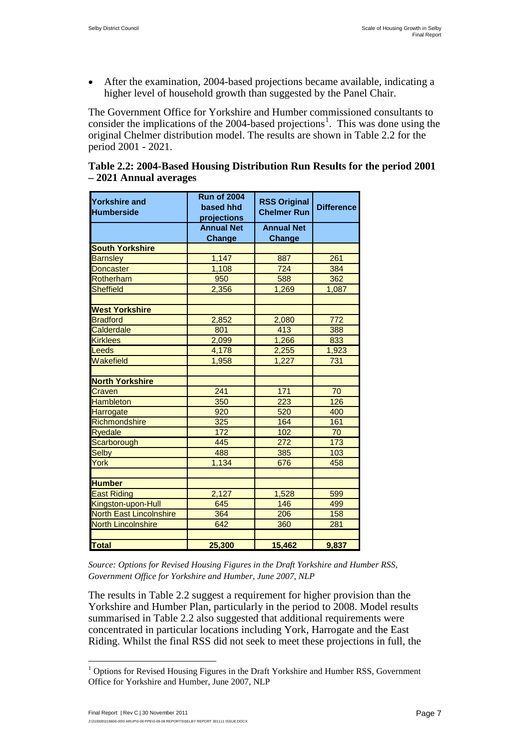- After the examination, 2004-based projections became available, indicating a higher level of household growth than suggested by the Panel Chair.

The Government Office for Yorkshire and Humber commissioned consultants to consider the implications of the 2004-based projections[1]. This was done using the original Chelmer distribution model. The results are shown in Table 2.2 for the period 2001 - 2021.

**Table 2.2: 2004-Based Housing Distribution Run Results for the period 2001 – 2021 Annual averages**

| Yorkshire and Humberside | Run of 2004 based hhd projections | RSS Original Chelmer Run | Difference |
|---|---|---|---|
| | Annual Net Change | Annual Net Change | |
| **South Yorkshire** | | | |
| Barnsley | 1,147 | 887 | 261 |
| Doncaster | 1,108 | 724 | 384 |
| Rotherham | 950 | 588 | 362 |
| Sheffield | 2,356 | 1,269 | 1,087 |
| | | | |
| **West Yorkshire** | | | |
| Bradford | 2,852 | 2,080 | 772 |
| Calderdale | 801 | 413 | 388 |
| Kirklees | 2,099 | 1,266 | 833 |
| Leeds | 4,178 | 2,255 | 1,923 |
| Wakefield | 1,958 | 1,227 | 731 |
| | | | |
| **North Yorkshire** | | | |
| Craven | 241 | 171 | 70 |
| Hambleton | 350 | 223 | 126 |
| Harrogate | 920 | 520 | 400 |
| Richmondshire | 325 | 164 | 161 |
| Ryedale | 172 | 102 | 70 |
| Scarborough | 445 | 272 | 173 |
| Selby | 488 | 385 | 103 |
| York | 1,134 | 676 | 458 |
| | | | |
| **Humber** | | | |
| East Riding | 2,127 | 1,528 | 599 |
| Kingston-upon-Hull | 645 | 146 | 499 |
| North East Lincolnshire | 364 | 206 | 158 |
| North Lincolnshire | 642 | 360 | 281 |
| | | | |
| **Total** | **25,300** | **15,462** | **9,837** |

*Source: Options for Revised Housing Figures in the Draft Yorkshire and Humber RSS, Government Office for Yorkshire and Humber, June 2007, NLP*

The results in Table 2.2 suggest a requirement for higher provision than the Yorkshire and Humber Plan, particularly in the period to 2008. Model results summarised in Table 2.2 also suggested that additional requirements were concentrated in particular locations including York, Harrogate and the East Riding. Whilst the final RSS did not seek to meet these projections in full, the

[1] Options for Revised Housing Figures in the Draft Yorkshire and Humber RSS, Government Office for Yorkshire and Humber, June 2007, NLP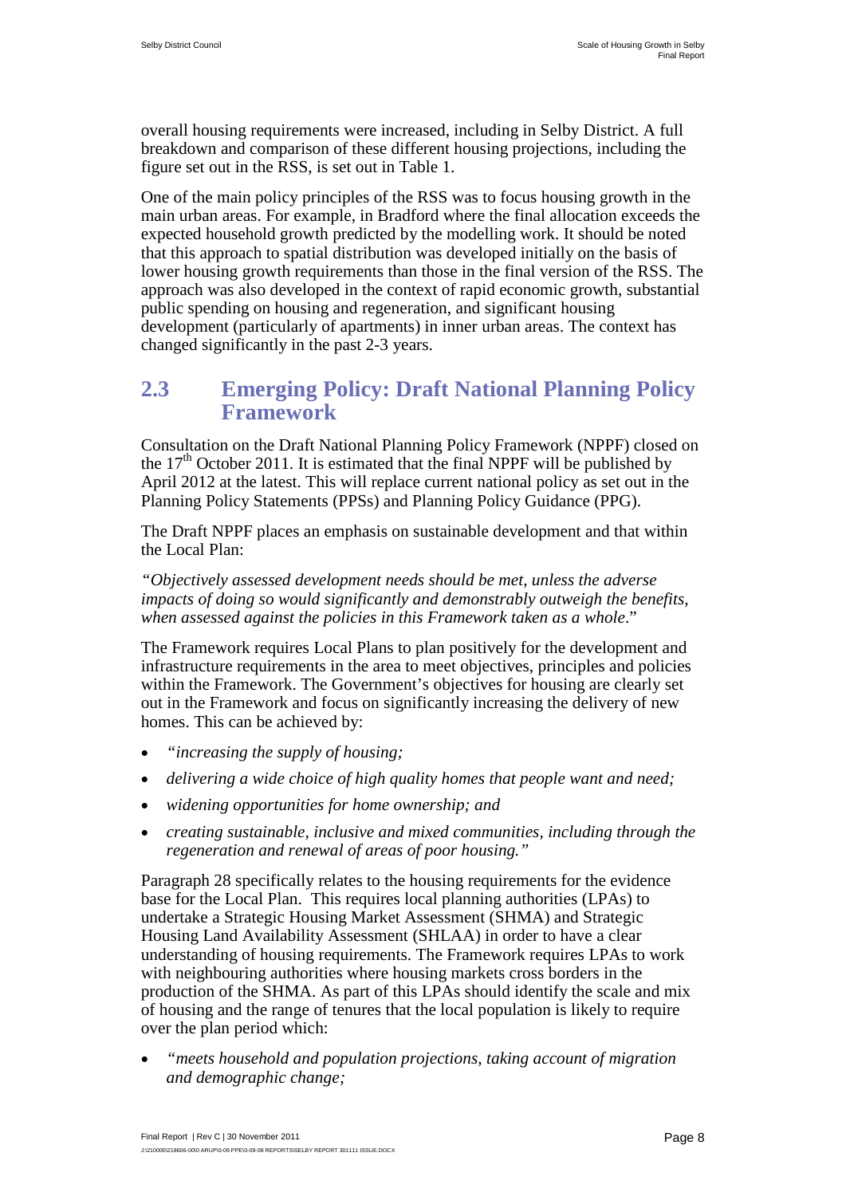overall housing requirements were increased, including in Selby District. A full breakdown and comparison of these different housing projections, including the figure set out in the RSS, is set out in Table 1.

One of the main policy principles of the RSS was to focus housing growth in the main urban areas. For example, in Bradford where the final allocation exceeds the expected household growth predicted by the modelling work. It should be noted that this approach to spatial distribution was developed initially on the basis of lower housing growth requirements than those in the final version of the RSS. The approach was also developed in the context of rapid economic growth, substantial public spending on housing and regeneration, and significant housing development (particularly of apartments) in inner urban areas. The context has changed significantly in the past 2-3 years.

## 2.3 Emerging Policy: Draft National Planning Policy Framework

Consultation on the Draft National Planning Policy Framework (NPPF) closed on the 17th October 2011. It is estimated that the final NPPF will be published by April 2012 at the latest. This will replace current national policy as set out in the Planning Policy Statements (PPSs) and Planning Policy Guidance (PPG).

The Draft NPPF places an emphasis on sustainable development and that within the Local Plan:

*"Objectively assessed development needs should be met, unless the adverse impacts of doing so would significantly and demonstrably outweigh the benefits, when assessed against the policies in this Framework taken as a whole*."

The Framework requires Local Plans to plan positively for the development and infrastructure requirements in the area to meet objectives, principles and policies within the Framework. The Government's objectives for housing are clearly set out in the Framework and focus on significantly increasing the delivery of new homes. This can be achieved by:

- *"increasing the supply of housing;*
- *delivering a wide choice of high quality homes that people want and need;*
- *widening opportunities for home ownership; and*
- *creating sustainable, inclusive and mixed communities, including through the regeneration and renewal of areas of poor housing."*

Paragraph 28 specifically relates to the housing requirements for the evidence base for the Local Plan. This requires local planning authorities (LPAs) to undertake a Strategic Housing Market Assessment (SHMA) and Strategic Housing Land Availability Assessment (SHLAA) in order to have a clear understanding of housing requirements. The Framework requires LPAs to work with neighbouring authorities where housing markets cross borders in the production of the SHMA. As part of this LPAs should identify the scale and mix of housing and the range of tenures that the local population is likely to require over the plan period which:

- *"meets household and population projections, taking account of migration and demographic change;*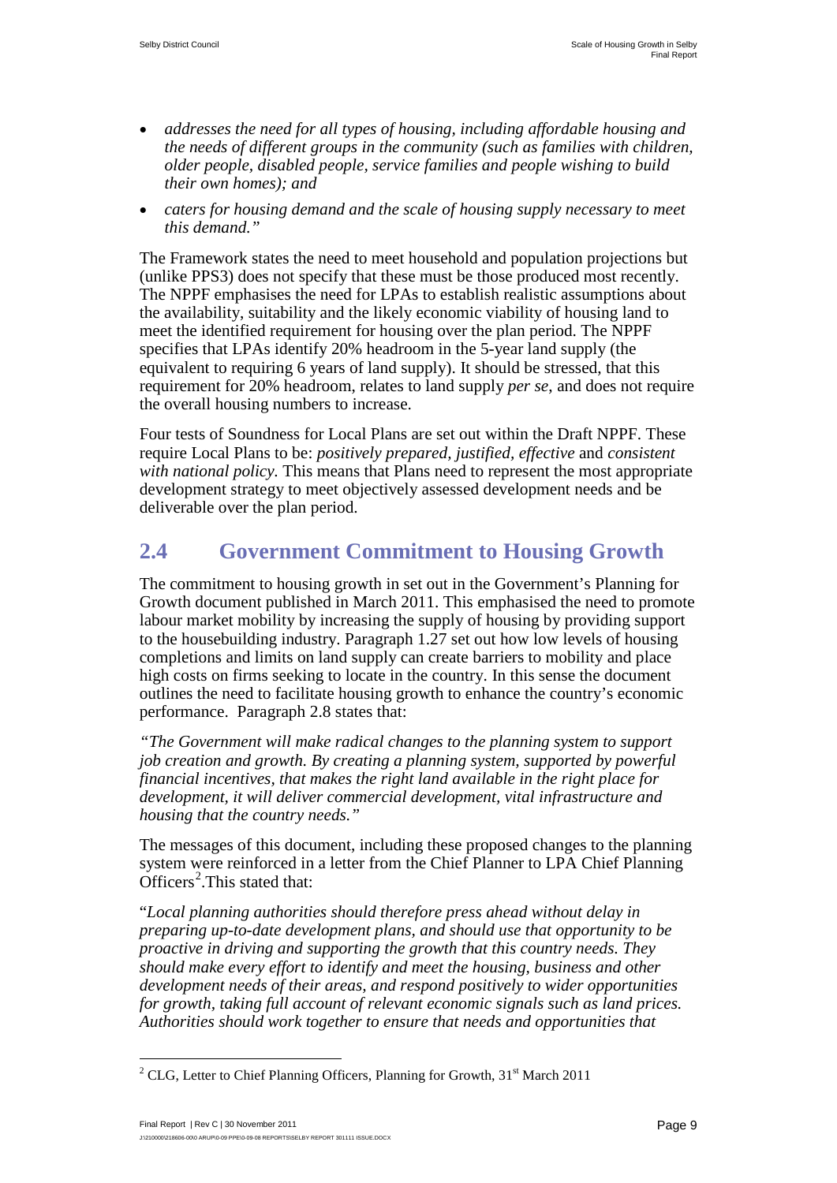- *addresses the need for all types of housing, including affordable housing and the needs of different groups in the community (such as families with children, older people, disabled people, service families and people wishing to build their own homes); and*
- *caters for housing demand and the scale of housing supply necessary to meet this demand."*

The Framework states the need to meet household and population projections but (unlike PPS3) does not specify that these must be those produced most recently. The NPPF emphasises the need for LPAs to establish realistic assumptions about the availability, suitability and the likely economic viability of housing land to meet the identified requirement for housing over the plan period. The NPPF specifies that LPAs identify 20% headroom in the 5-year land supply (the equivalent to requiring 6 years of land supply). It should be stressed, that this requirement for 20% headroom, relates to land supply *per se*, and does not require the overall housing numbers to increase.

Four tests of Soundness for Local Plans are set out within the Draft NPPF. These require Local Plans to be: *positively prepared, justified, effective* and *consistent with national policy.* This means that Plans need to represent the most appropriate development strategy to meet objectively assessed development needs and be deliverable over the plan period.

## 2.4 Government Commitment to Housing Growth

The commitment to housing growth in set out in the Government's Planning for Growth document published in March 2011. This emphasised the need to promote labour market mobility by increasing the supply of housing by providing support to the housebuilding industry. Paragraph 1.27 set out how low levels of housing completions and limits on land supply can create barriers to mobility and place high costs on firms seeking to locate in the country. In this sense the document outlines the need to facilitate housing growth to enhance the country's economic performance. Paragraph 2.8 states that:

*"The Government will make radical changes to the planning system to support job creation and growth. By creating a planning system, supported by powerful financial incentives, that makes the right land available in the right place for development, it will deliver commercial development, vital infrastructure and housing that the country needs."*

The messages of this document, including these proposed changes to the planning system were reinforced in a letter from the Chief Planner to LPA Chief Planning Officers[2].This stated that:

"*Local planning authorities should therefore press ahead without delay in preparing up-to-date development plans, and should use that opportunity to be proactive in driving and supporting the growth that this country needs. They should make every effort to identify and meet the housing, business and other development needs of their areas, and respond positively to wider opportunities for growth, taking full account of relevant economic signals such as land prices. Authorities should work together to ensure that needs and opportunities that*

[2] CLG, Letter to Chief Planning Officers, Planning for Growth, 31st March 2011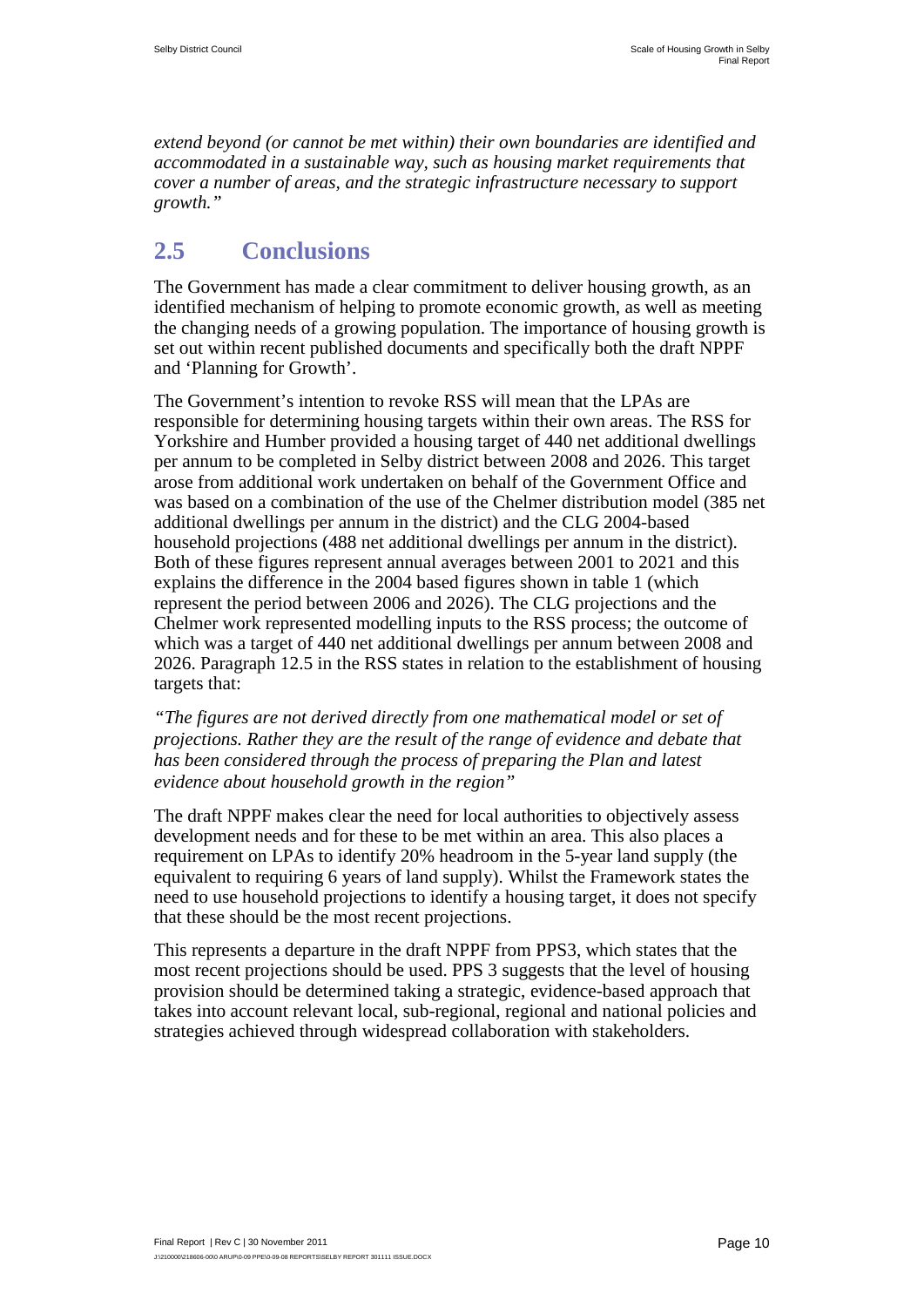*extend beyond (or cannot be met within) their own boundaries are identified and accommodated in a sustainable way, such as housing market requirements that cover a number of areas, and the strategic infrastructure necessary to support growth."*

## 2.5 Conclusions

The Government has made a clear commitment to deliver housing growth, as an identified mechanism of helping to promote economic growth, as well as meeting the changing needs of a growing population. The importance of housing growth is set out within recent published documents and specifically both the draft NPPF and 'Planning for Growth'.

The Government's intention to revoke RSS will mean that the LPAs are responsible for determining housing targets within their own areas. The RSS for Yorkshire and Humber provided a housing target of 440 net additional dwellings per annum to be completed in Selby district between 2008 and 2026. This target arose from additional work undertaken on behalf of the Government Office and was based on a combination of the use of the Chelmer distribution model (385 net additional dwellings per annum in the district) and the CLG 2004-based household projections (488 net additional dwellings per annum in the district). Both of these figures represent annual averages between 2001 to 2021 and this explains the difference in the 2004 based figures shown in table 1 (which represent the period between 2006 and 2026). The CLG projections and the Chelmer work represented modelling inputs to the RSS process; the outcome of which was a target of 440 net additional dwellings per annum between 2008 and 2026. Paragraph 12.5 in the RSS states in relation to the establishment of housing targets that:

*"The figures are not derived directly from one mathematical model or set of projections. Rather they are the result of the range of evidence and debate that has been considered through the process of preparing the Plan and latest evidence about household growth in the region"*

The draft NPPF makes clear the need for local authorities to objectively assess development needs and for these to be met within an area. This also places a requirement on LPAs to identify 20% headroom in the 5-year land supply (the equivalent to requiring 6 years of land supply). Whilst the Framework states the need to use household projections to identify a housing target, it does not specify that these should be the most recent projections.

This represents a departure in the draft NPPF from PPS3, which states that the most recent projections should be used. PPS 3 suggests that the level of housing provision should be determined taking a strategic, evidence-based approach that takes into account relevant local, sub-regional, regional and national policies and strategies achieved through widespread collaboration with stakeholders.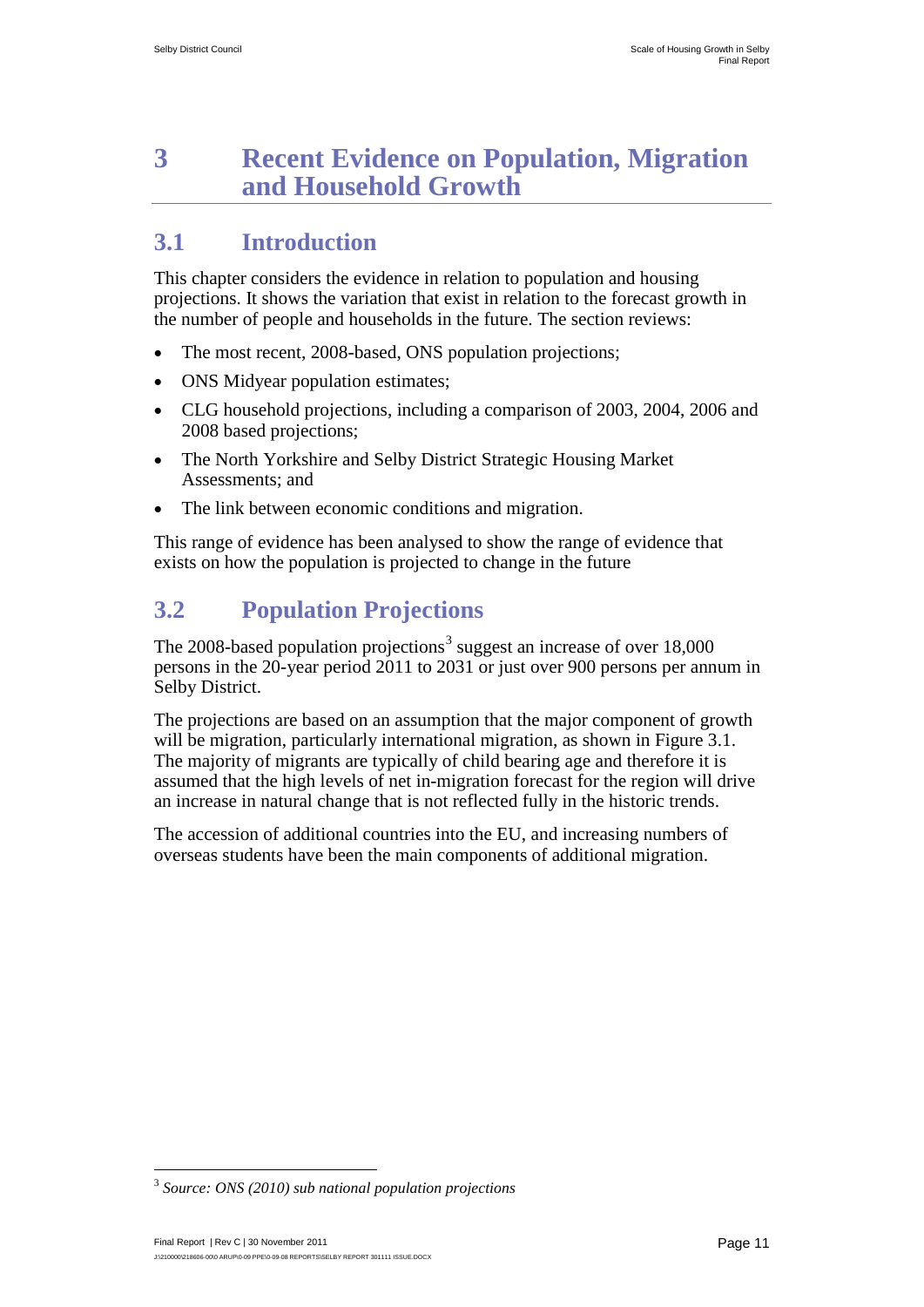# 3 Recent Evidence on Population, Migration and Household Growth

## 3.1 Introduction

This chapter considers the evidence in relation to population and housing projections. It shows the variation that exist in relation to the forecast growth in the number of people and households in the future. The section reviews:

- The most recent, 2008-based, ONS population projections;
- ONS Midyear population estimates;
- CLG household projections, including a comparison of 2003, 2004, 2006 and 2008 based projections;
- The North Yorkshire and Selby District Strategic Housing Market Assessments; and
- The link between economic conditions and migration.

This range of evidence has been analysed to show the range of evidence that exists on how the population is projected to change in the future

## 3.2 Population Projections

The 2008-based population projections[3] suggest an increase of over 18,000 persons in the 20-year period 2011 to 2031 or just over 900 persons per annum in Selby District.

The projections are based on an assumption that the major component of growth will be migration, particularly international migration, as shown in Figure 3.1. The majority of migrants are typically of child bearing age and therefore it is assumed that the high levels of net in-migration forecast for the region will drive an increase in natural change that is not reflected fully in the historic trends.

The accession of additional countries into the EU, and increasing numbers of overseas students have been the main components of additional migration.

[3] *Source: ONS (2010) sub national population projections*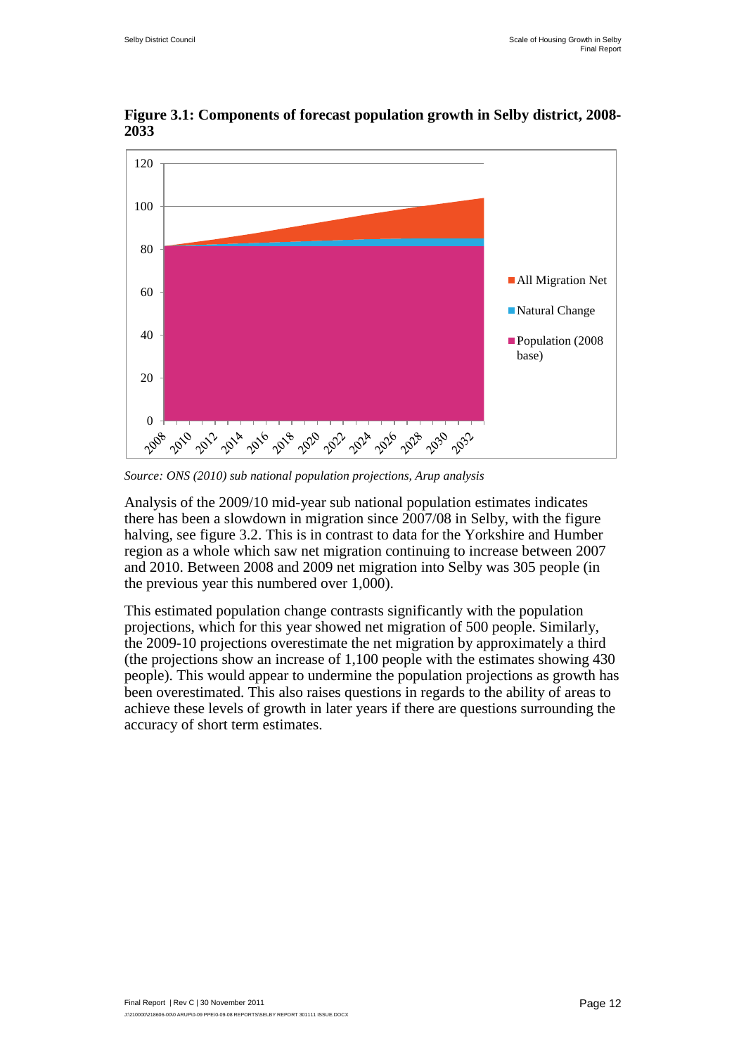**Figure 3.1: Components of forecast population growth in Selby district, 2008-2033**

*Source: ONS (2010) sub national population projections, Arup analysis*

Analysis of the 2009/10 mid-year sub national population estimates indicates there has been a slowdown in migration since 2007/08 in Selby, with the figure halving, see figure 3.2. This is in contrast to data for the Yorkshire and Humber region as a whole which saw net migration continuing to increase between 2007 and 2010. Between 2008 and 2009 net migration into Selby was 305 people (in the previous year this numbered over 1,000).

This estimated population change contrasts significantly with the population projections, which for this year showed net migration of 500 people. Similarly, the 2009-10 projections overestimate the net migration by approximately a third (the projections show an increase of 1,100 people with the estimates showing 430 people). This would appear to undermine the population projections as growth has been overestimated. This also raises questions in regards to the ability of areas to achieve these levels of growth in later years if there are questions surrounding the accuracy of short term estimates.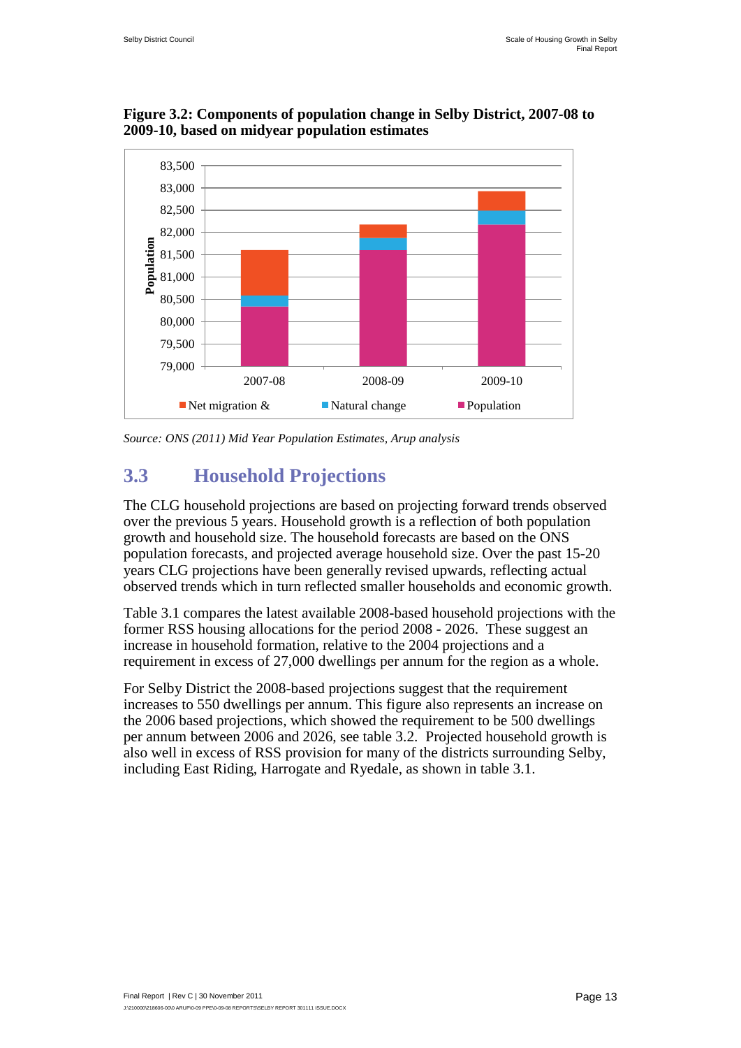**Figure 3.2: Components of population change in Selby District, 2007-08 to 2009-10, based on midyear population estimates**

*Source: ONS (2011) Mid Year Population Estimates, Arup analysis*

## 3.3 Household Projections

The CLG household projections are based on projecting forward trends observed over the previous 5 years. Household growth is a reflection of both population growth and household size. The household forecasts are based on the ONS population forecasts, and projected average household size. Over the past 15-20 years CLG projections have been generally revised upwards, reflecting actual observed trends which in turn reflected smaller households and economic growth.

Table 3.1 compares the latest available 2008-based household projections with the former RSS housing allocations for the period 2008 - 2026. These suggest an increase in household formation, relative to the 2004 projections and a requirement in excess of 27,000 dwellings per annum for the region as a whole.

For Selby District the 2008-based projections suggest that the requirement increases to 550 dwellings per annum. This figure also represents an increase on the 2006 based projections, which showed the requirement to be 500 dwellings per annum between 2006 and 2026, see table 3.2. Projected household growth is also well in excess of RSS provision for many of the districts surrounding Selby, including East Riding, Harrogate and Ryedale, as shown in table 3.1.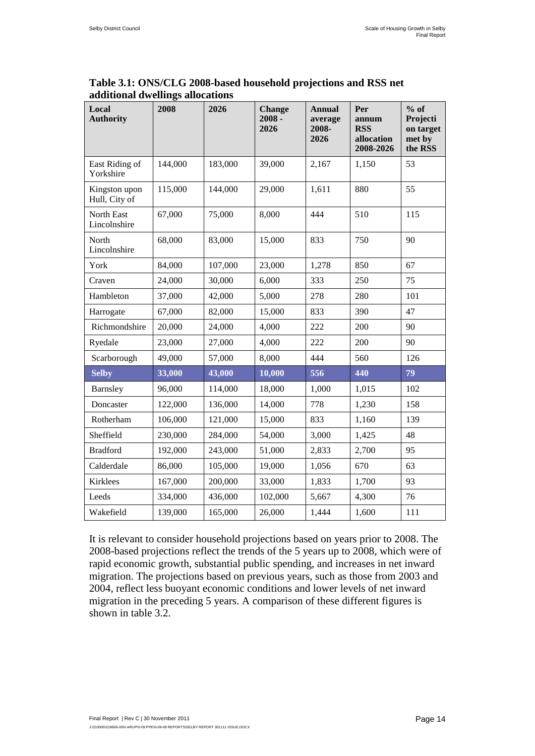**Table 3.1: ONS/CLG 2008-based household projections and RSS net additional dwellings allocations**

| Local Authority | 2008 | 2026 | Change 2008 - 2026 | Annual average 2008-2026 | Per annum RSS allocation 2008-2026 | % of Projection target met by the RSS |
|---|---|---|---|---|---|---|
| East Riding of Yorkshire | 144,000 | 183,000 | 39,000 | 2,167 | 1,150 | 53 |
| Kingston upon Hull, City of | 115,000 | 144,000 | 29,000 | 1,611 | 880 | 55 |
| North East Lincolnshire | 67,000 | 75,000 | 8,000 | 444 | 510 | 115 |
| North Lincolnshire | 68,000 | 83,000 | 15,000 | 833 | 750 | 90 |
| York | 84,000 | 107,000 | 23,000 | 1,278 | 850 | 67 |
| Craven | 24,000 | 30,000 | 6,000 | 333 | 250 | 75 |
| Hambleton | 37,000 | 42,000 | 5,000 | 278 | 280 | 101 |
| Harrogate | 67,000 | 82,000 | 15,000 | 833 | 390 | 47 |
| Richmondshire | 20,000 | 24,000 | 4,000 | 222 | 200 | 90 |
| Ryedale | 23,000 | 27,000 | 4,000 | 222 | 200 | 90 |
| Scarborough | 49,000 | 57,000 | 8,000 | 444 | 560 | 126 |
| **Selby** | **33,000** | **43,000** | **10,000** | **556** | **440** | **79** |
| Barnsley | 96,000 | 114,000 | 18,000 | 1,000 | 1,015 | 102 |
| Doncaster | 122,000 | 136,000 | 14,000 | 778 | 1,230 | 158 |
| Rotherham | 106,000 | 121,000 | 15,000 | 833 | 1,160 | 139 |
| Sheffield | 230,000 | 284,000 | 54,000 | 3,000 | 1,425 | 48 |
| Bradford | 192,000 | 243,000 | 51,000 | 2,833 | 2,700 | 95 |
| Calderdale | 86,000 | 105,000 | 19,000 | 1,056 | 670 | 63 |
| Kirklees | 167,000 | 200,000 | 33,000 | 1,833 | 1,700 | 93 |
| Leeds | 334,000 | 436,000 | 102,000 | 5,667 | 4,300 | 76 |
| Wakefield | 139,000 | 165,000 | 26,000 | 1,444 | 1,600 | 111 |

It is relevant to consider household projections based on years prior to 2008. The 2008-based projections reflect the trends of the 5 years up to 2008, which were of rapid economic growth, substantial public spending, and increases in net inward migration. The projections based on previous years, such as those from 2003 and 2004, reflect less buoyant economic conditions and lower levels of net inward migration in the preceding 5 years. A comparison of these different figures is shown in table 3.2.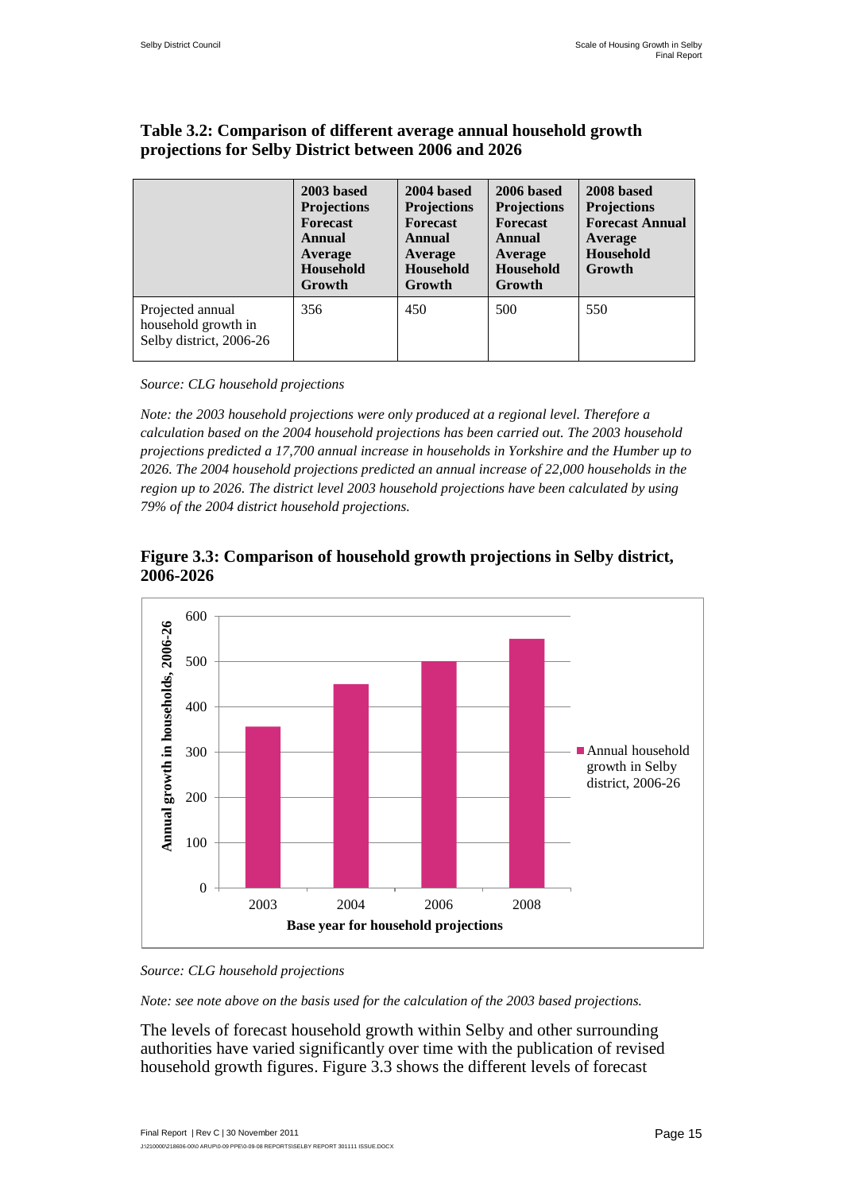**Table 3.2: Comparison of different average annual household growth projections for Selby District between 2006 and 2026**

| | 2003 based Projections Forecast Annual Average Household Growth | 2004 based Projections Forecast Annual Average Household Growth | 2006 based Projections Forecast Annual Average Household Growth | 2008 based Projections Forecast Annual Average Household Growth |
|---|---|---|---|---|
| Projected annual household growth in Selby district, 2006-26 | 356 | 450 | 500 | 550 |

*Source: CLG household projections*

*Note: the 2003 household projections were only produced at a regional level. Therefore a calculation based on the 2004 household projections has been carried out. The 2003 household projections predicted a 17,700 annual increase in households in Yorkshire and the Humber up to 2026. The 2004 household projections predicted an annual increase of 22,000 households in the region up to 2026. The district level 2003 household projections have been calculated by using 79% of the 2004 district household projections.*

**Figure 3.3: Comparison of household growth projections in Selby district, 2006-2026**

| Base year for household projections | Annual household growth in Selby district, 2006-26 |
|---|---|
| 2003 | 356 |
| 2004 | 450 |
| 2006 | 500 |
| 2008 | 550 |

*Source: CLG household projections*

*Note: see note above on the basis used for the calculation of the 2003 based projections.*

The levels of forecast household growth within Selby and other surrounding authorities have varied significantly over time with the publication of revised household growth figures. Figure 3.3 shows the different levels of forecast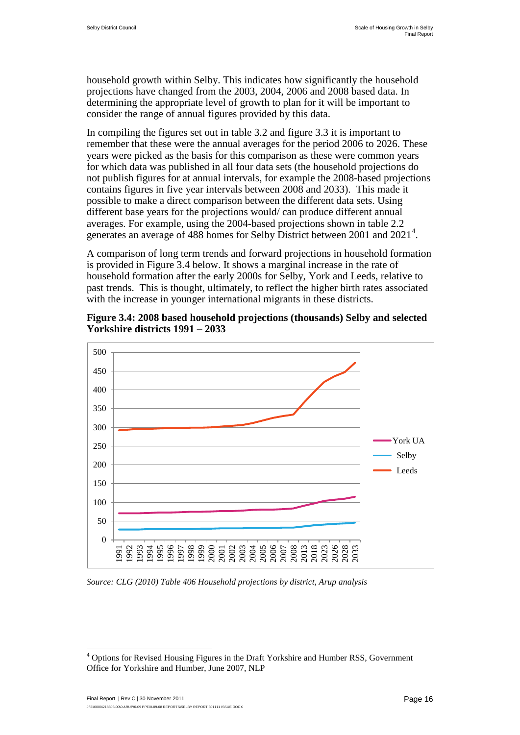household growth within Selby. This indicates how significantly the household projections have changed from the 2003, 2004, 2006 and 2008 based data. In determining the appropriate level of growth to plan for it will be important to consider the range of annual figures provided by this data.

In compiling the figures set out in table 3.2 and figure 3.3 it is important to remember that these were the annual averages for the period 2006 to 2026. These years were picked as the basis for this comparison as these were common years for which data was published in all four data sets (the household projections do not publish figures for at annual intervals, for example the 2008-based projections contains figures in five year intervals between 2008 and 2033). This made it possible to make a direct comparison between the different data sets. Using different base years for the projections would/ can produce different annual averages. For example, using the 2004-based projections shown in table 2.2 generates an average of 488 homes for Selby District between 2001 and 2021[4].

A comparison of long term trends and forward projections in household formation is provided in Figure 3.4 below. It shows a marginal increase in the rate of household formation after the early 2000s for Selby, York and Leeds, relative to past trends. This is thought, ultimately, to reflect the higher birth rates associated with the increase in younger international migrants in these districts.

**Figure 3.4: 2008 based household projections (thousands) Selby and selected Yorkshire districts 1991 – 2033**

*Source: CLG (2010) Table 406 Household projections by district, Arup analysis*

---

[4] Options for Revised Housing Figures in the Draft Yorkshire and Humber RSS, Government Office for Yorkshire and Humber, June 2007, NLP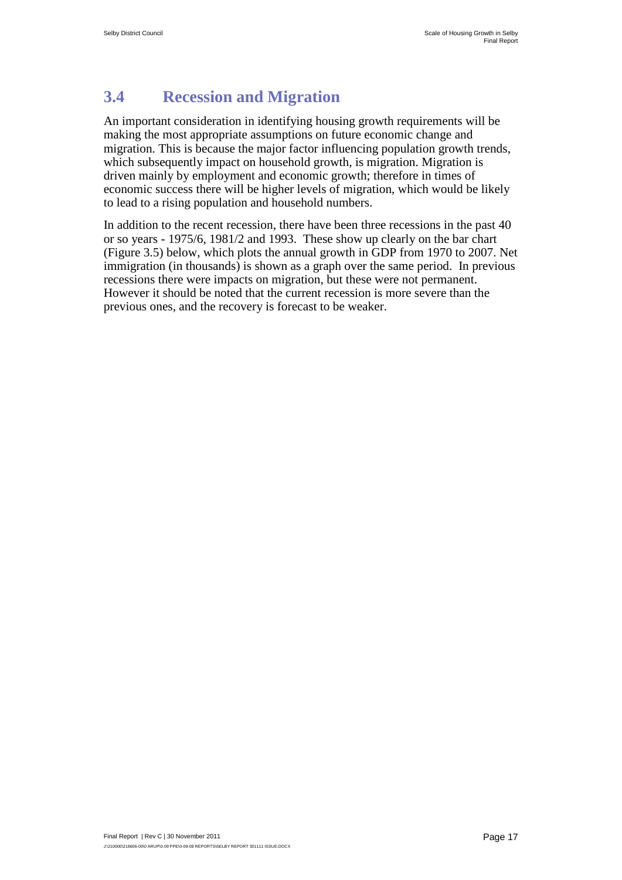## 3.4 Recession and Migration

An important consideration in identifying housing growth requirements will be making the most appropriate assumptions on future economic change and migration. This is because the major factor influencing population growth trends, which subsequently impact on household growth, is migration. Migration is driven mainly by employment and economic growth; therefore in times of economic success there will be higher levels of migration, which would be likely to lead to a rising population and household numbers.

In addition to the recent recession, there have been three recessions in the past 40 or so years - 1975/6, 1981/2 and 1993. These show up clearly on the bar chart (Figure 3.5) below, which plots the annual growth in GDP from 1970 to 2007. Net immigration (in thousands) is shown as a graph over the same period. In previous recessions there were impacts on migration, but these were not permanent. However it should be noted that the current recession is more severe than the previous ones, and the recovery is forecast to be weaker.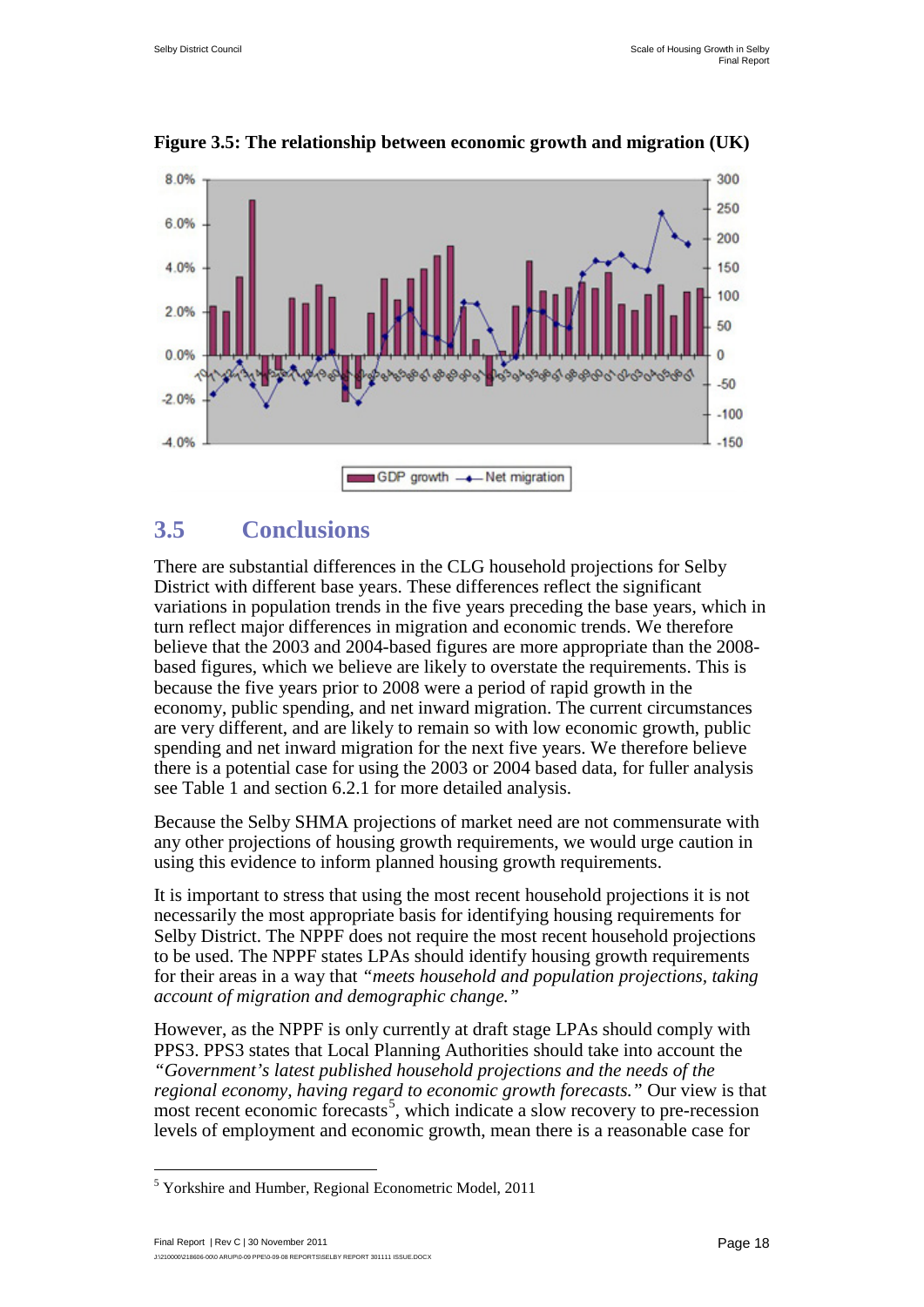**Figure 3.5: The relationship between economic growth and migration (UK)**

## 3.5 Conclusions

There are substantial differences in the CLG household projections for Selby District with different base years. These differences reflect the significant variations in population trends in the five years preceding the base years, which in turn reflect major differences in migration and economic trends. We therefore believe that the 2003 and 2004-based figures are more appropriate than the 2008-based figures, which we believe are likely to overstate the requirements. This is because the five years prior to 2008 were a period of rapid growth in the economy, public spending, and net inward migration. The current circumstances are very different, and are likely to remain so with low economic growth, public spending and net inward migration for the next five years. We therefore believe there is a potential case for using the 2003 or 2004 based data, for fuller analysis see Table 1 and section 6.2.1 for more detailed analysis.

Because the Selby SHMA projections of market need are not commensurate with any other projections of housing growth requirements, we would urge caution in using this evidence to inform planned housing growth requirements.

It is important to stress that using the most recent household projections it is not necessarily the most appropriate basis for identifying housing requirements for Selby District. The NPPF does not require the most recent household projections to be used. The NPPF states LPAs should identify housing growth requirements for their areas in a way that *"meets household and population projections, taking account of migration and demographic change."*

However, as the NPPF is only currently at draft stage LPAs should comply with PPS3. PPS3 states that Local Planning Authorities should take into account the *"Government's latest published household projections and the needs of the regional economy, having regard to economic growth forecasts."* Our view is that most recent economic forecasts[5], which indicate a slow recovery to pre-recession levels of employment and economic growth, mean there is a reasonable case for

[5] Yorkshire and Humber, Regional Econometric Model, 2011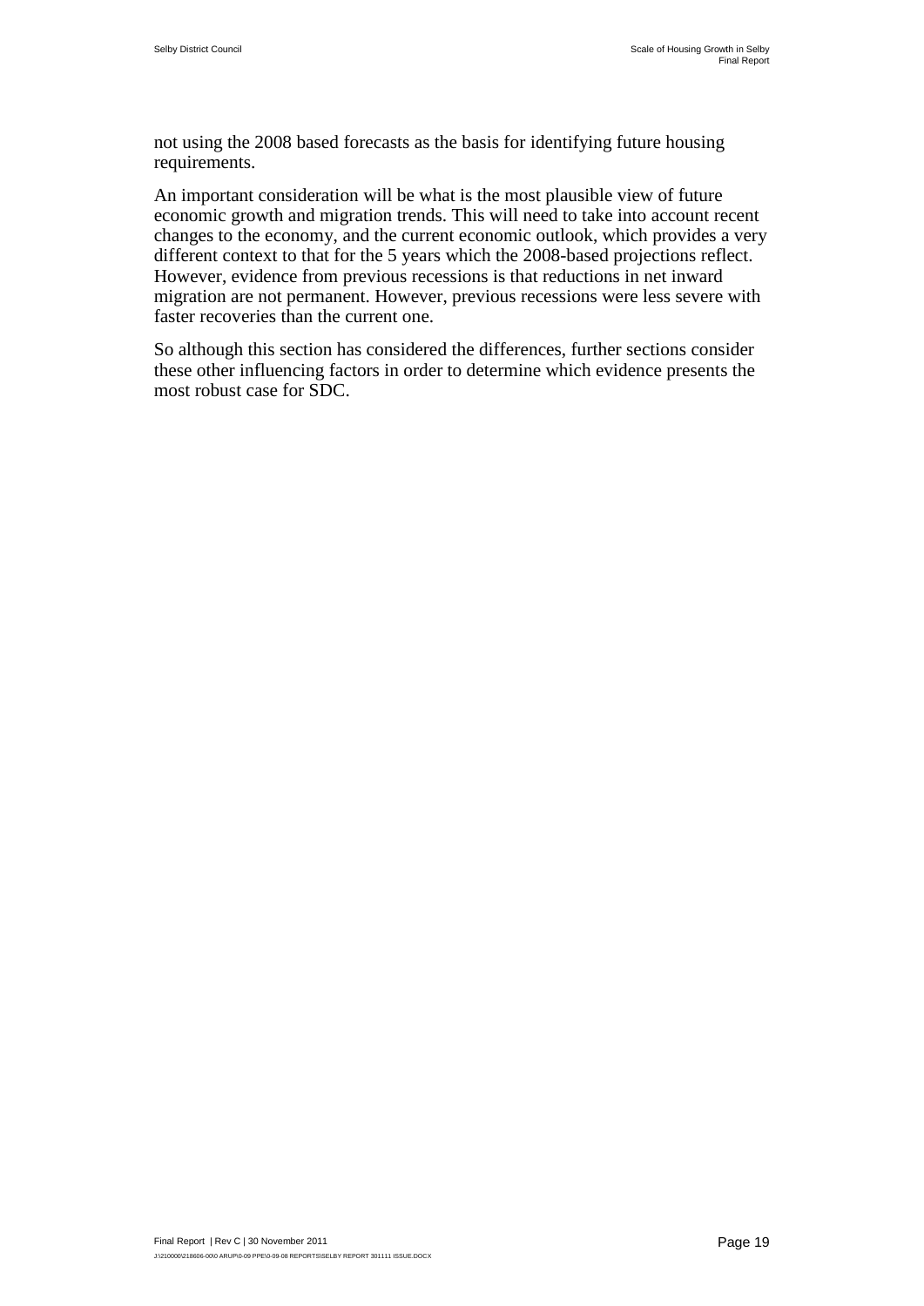not using the 2008 based forecasts as the basis for identifying future housing requirements.

An important consideration will be what is the most plausible view of future economic growth and migration trends. This will need to take into account recent changes to the economy, and the current economic outlook, which provides a very different context to that for the 5 years which the 2008-based projections reflect. However, evidence from previous recessions is that reductions in net inward migration are not permanent. However, previous recessions were less severe with faster recoveries than the current one.

So although this section has considered the differences, further sections consider these other influencing factors in order to determine which evidence presents the most robust case for SDC.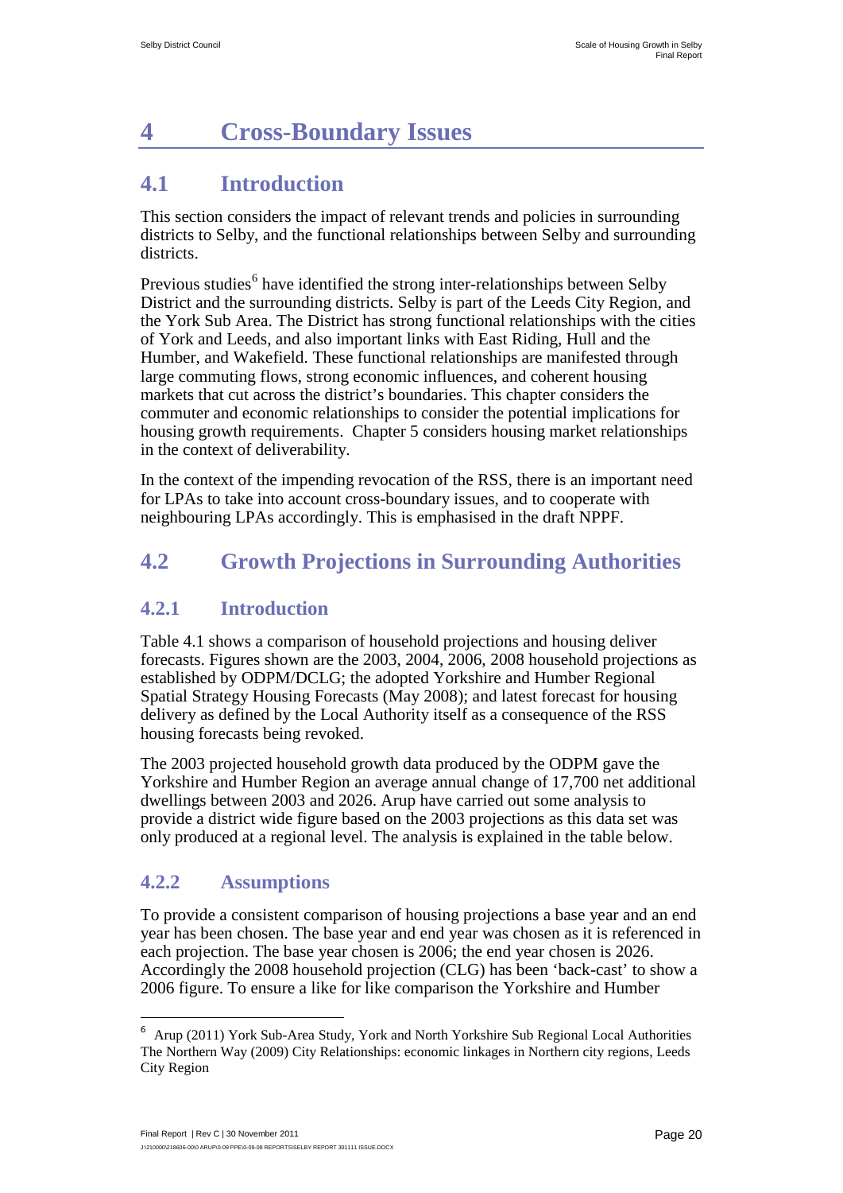# 4 Cross-Boundary Issues

## 4.1 Introduction

This section considers the impact of relevant trends and policies in surrounding districts to Selby, and the functional relationships between Selby and surrounding districts.

Previous studies[6] have identified the strong inter-relationships between Selby District and the surrounding districts. Selby is part of the Leeds City Region, and the York Sub Area. The District has strong functional relationships with the cities of York and Leeds, and also important links with East Riding, Hull and the Humber, and Wakefield. These functional relationships are manifested through large commuting flows, strong economic influences, and coherent housing markets that cut across the district's boundaries. This chapter considers the commuter and economic relationships to consider the potential implications for housing growth requirements. Chapter 5 considers housing market relationships in the context of deliverability.

In the context of the impending revocation of the RSS, there is an important need for LPAs to take into account cross-boundary issues, and to cooperate with neighbouring LPAs accordingly. This is emphasised in the draft NPPF.

## 4.2 Growth Projections in Surrounding Authorities

### 4.2.1 Introduction

Table 4.1 shows a comparison of household projections and housing deliver forecasts. Figures shown are the 2003, 2004, 2006, 2008 household projections as established by ODPM/DCLG; the adopted Yorkshire and Humber Regional Spatial Strategy Housing Forecasts (May 2008); and latest forecast for housing delivery as defined by the Local Authority itself as a consequence of the RSS housing forecasts being revoked.

The 2003 projected household growth data produced by the ODPM gave the Yorkshire and Humber Region an average annual change of 17,700 net additional dwellings between 2003 and 2026. Arup have carried out some analysis to provide a district wide figure based on the 2003 projections as this data set was only produced at a regional level. The analysis is explained in the table below.

### 4.2.2 Assumptions

To provide a consistent comparison of housing projections a base year and an end year has been chosen. The base year and end year was chosen as it is referenced in each projection. The base year chosen is 2006; the end year chosen is 2026. Accordingly the 2008 household projection (CLG) has been 'back-cast' to show a 2006 figure. To ensure a like for like comparison the Yorkshire and Humber

---

[6] Arup (2011) York Sub-Area Study, York and North Yorkshire Sub Regional Local Authorities The Northern Way (2009) City Relationships: economic linkages in Northern city regions, Leeds City Region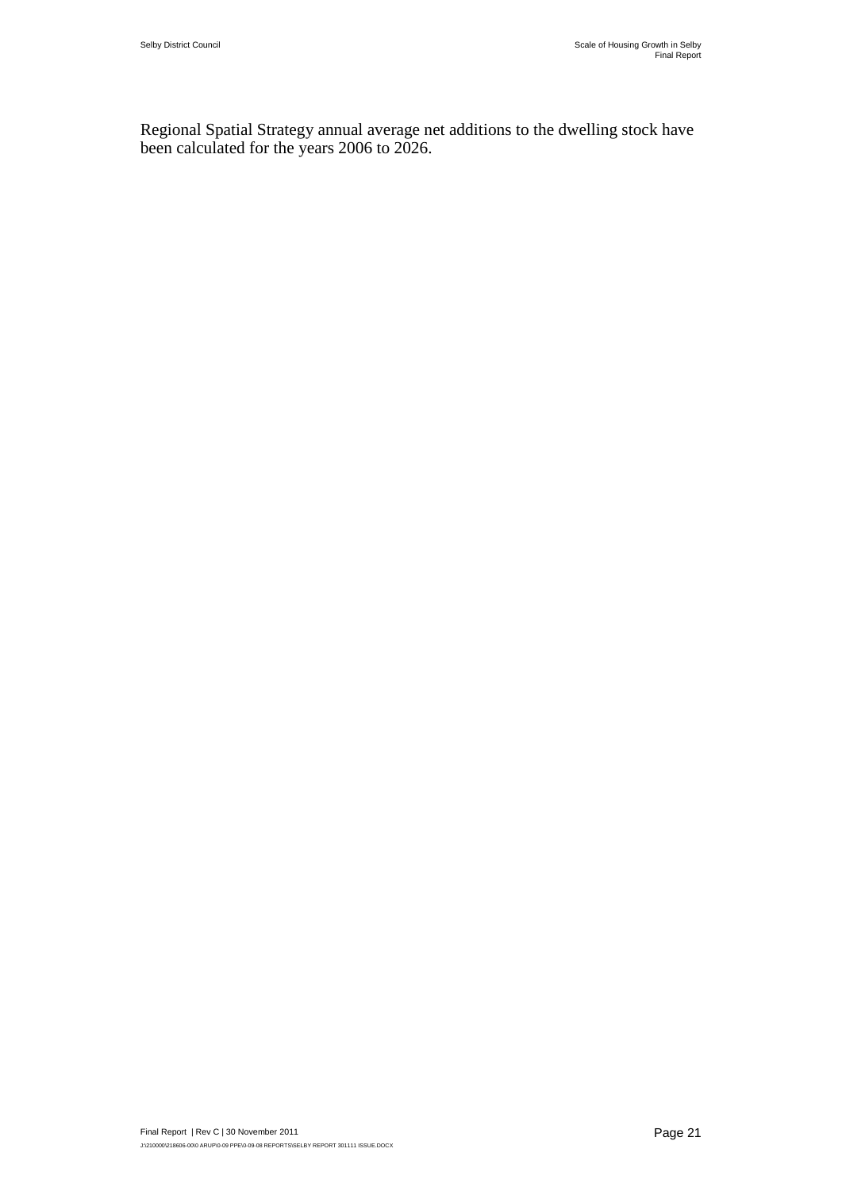Regional Spatial Strategy annual average net additions to the dwelling stock have been calculated for the years 2006 to 2026.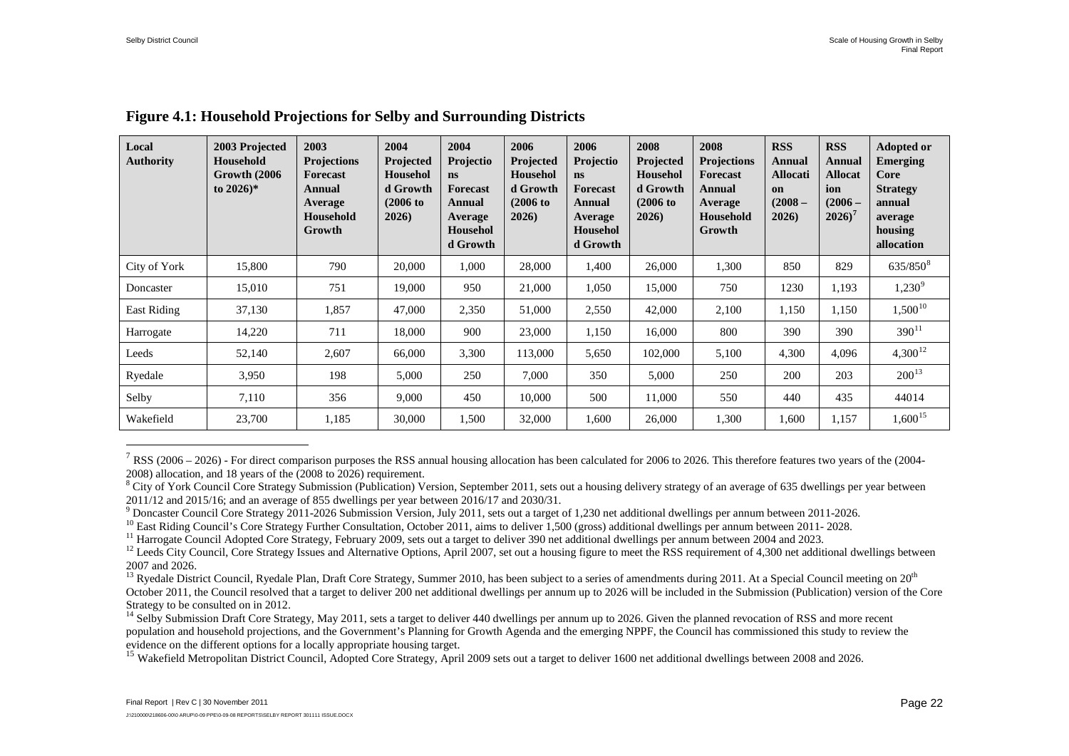### Figure 4.1: Household Projections for Selby and Surrounding Districts

| Local Authority | 2003 Projected Household Growth (2006 to 2026)* | 2003 Projections Forecast Annual Average Household Growth | 2004 Projected Household Growth (2006 to 2026) | 2004 Projections Forecast Annual Average Household Growth | 2006 Projected Household Growth (2006 to 2026) | 2006 Projections Forecast Annual Average Household Growth | 2008 Projected Household Growth (2006 to 2026) | 2008 Projections Forecast Annual Average Household Growth | RSS Annual Allocation (2008 – 2026) | RSS Annual Allocation (2006 – 2026)[7] | Adopted or Emerging Core Strategy annual average housing allocation |
|---|---|---|---|---|---|---|---|---|---|---|---|
| City of York | 15,800 | 790 | 20,000 | 1,000 | 28,000 | 1,400 | 26,000 | 1,300 | 850 | 829 | 635/850[8] |
| Doncaster | 15,010 | 751 | 19,000 | 950 | 21,000 | 1,050 | 15,000 | 750 | 1230 | 1,193 | 1,230[9] |
| East Riding | 37,130 | 1,857 | 47,000 | 2,350 | 51,000 | 2,550 | 42,000 | 2,100 | 1,150 | 1,150 | 1,500[10] |
| Harrogate | 14,220 | 711 | 18,000 | 900 | 23,000 | 1,150 | 16,000 | 800 | 390 | 390 | 390[11] |
| Leeds | 52,140 | 2,607 | 66,000 | 3,300 | 113,000 | 5,650 | 102,000 | 5,100 | 4,300 | 4,096 | 4,300[12] |
| Ryedale | 3,950 | 198 | 5,000 | 250 | 7,000 | 350 | 5,000 | 250 | 200 | 203 | 200[13] |
| Selby | 7,110 | 356 | 9,000 | 450 | 10,000 | 500 | 11,000 | 550 | 440 | 435 | 44014 |
| Wakefield | 23,700 | 1,185 | 30,000 | 1,500 | 32,000 | 1,600 | 26,000 | 1,300 | 1,600 | 1,157 | 1,600[15] |

[7] RSS (2006 – 2026) - For direct comparison purposes the RSS annual housing allocation has been calculated for 2006 to 2026. This therefore features two years of the (2004-2008) allocation, and 18 years of the (2008 to 2026) requirement.

[8] City of York Council Core Strategy Submission (Publication) Version, September 2011, sets out a housing delivery strategy of an average of 635 dwellings per year between 2011/12 and 2015/16; and an average of 855 dwellings per year between 2016/17 and 2030/31.

[9] Doncaster Council Core Strategy 2011-2026 Submission Version, July 2011, sets out a target of 1,230 net additional dwellings per annum between 2011-2026.

[10] East Riding Council's Core Strategy Further Consultation, October 2011, aims to deliver 1,500 (gross) additional dwellings per annum between 2011- 2028.

[11] Harrogate Council Adopted Core Strategy, February 2009, sets out a target to deliver 390 net additional dwellings per annum between 2004 and 2023.

[12] Leeds City Council, Core Strategy Issues and Alternative Options, April 2007, set out a housing figure to meet the RSS requirement of 4,300 net additional dwellings between 2007 and 2026.

[13] Ryedale District Council, Ryedale Plan, Draft Core Strategy, Summer 2010, has been subject to a series of amendments during 2011. At a Special Council meeting on 20th October 2011, the Council resolved that a target to deliver 200 net additional dwellings per annum up to 2026 will be included in the Submission (Publication) version of the Core Strategy to be consulted on in 2012.

[14] Selby Submission Draft Core Strategy, May 2011, sets a target to deliver 440 dwellings per annum up to 2026. Given the planned revocation of RSS and more recent population and household projections, and the Government's Planning for Growth Agenda and the emerging NPPF, the Council has commissioned this study to review the evidence on the different options for a locally appropriate housing target.

[15] Wakefield Metropolitan District Council, Adopted Core Strategy, April 2009 sets out a target to deliver 1600 net additional dwellings between 2008 and 2026.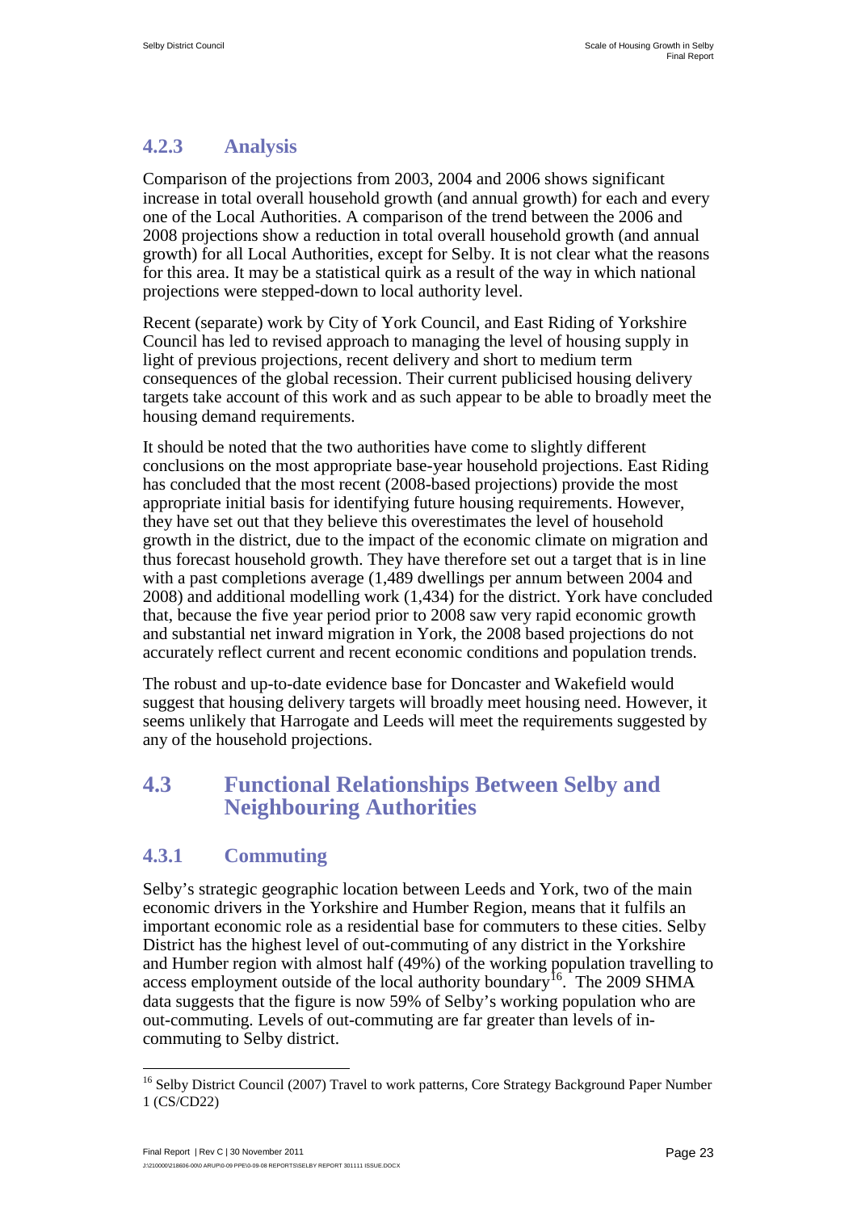### 4.2.3 Analysis

Comparison of the projections from 2003, 2004 and 2006 shows significant increase in total overall household growth (and annual growth) for each and every one of the Local Authorities. A comparison of the trend between the 2006 and 2008 projections show a reduction in total overall household growth (and annual growth) for all Local Authorities, except for Selby. It is not clear what the reasons for this area. It may be a statistical quirk as a result of the way in which national projections were stepped-down to local authority level.

Recent (separate) work by City of York Council, and East Riding of Yorkshire Council has led to revised approach to managing the level of housing supply in light of previous projections, recent delivery and short to medium term consequences of the global recession. Their current publicised housing delivery targets take account of this work and as such appear to be able to broadly meet the housing demand requirements.

It should be noted that the two authorities have come to slightly different conclusions on the most appropriate base-year household projections. East Riding has concluded that the most recent (2008-based projections) provide the most appropriate initial basis for identifying future housing requirements. However, they have set out that they believe this overestimates the level of household growth in the district, due to the impact of the economic climate on migration and thus forecast household growth. They have therefore set out a target that is in line with a past completions average (1,489 dwellings per annum between 2004 and 2008) and additional modelling work (1,434) for the district. York have concluded that, because the five year period prior to 2008 saw very rapid economic growth and substantial net inward migration in York, the 2008 based projections do not accurately reflect current and recent economic conditions and population trends.

The robust and up-to-date evidence base for Doncaster and Wakefield would suggest that housing delivery targets will broadly meet housing need. However, it seems unlikely that Harrogate and Leeds will meet the requirements suggested by any of the household projections.

## 4.3 Functional Relationships Between Selby and Neighbouring Authorities

### 4.3.1 Commuting

Selby's strategic geographic location between Leeds and York, two of the main economic drivers in the Yorkshire and Humber Region, means that it fulfils an important economic role as a residential base for commuters to these cities. Selby District has the highest level of out-commuting of any district in the Yorkshire and Humber region with almost half (49%) of the working population travelling to access employment outside of the local authority boundary[16]. The 2009 SHMA data suggests that the figure is now 59% of Selby's working population who are out-commuting. Levels of out-commuting are far greater than levels of in-commuting to Selby district.

[16] Selby District Council (2007) Travel to work patterns, Core Strategy Background Paper Number 1 (CS/CD22)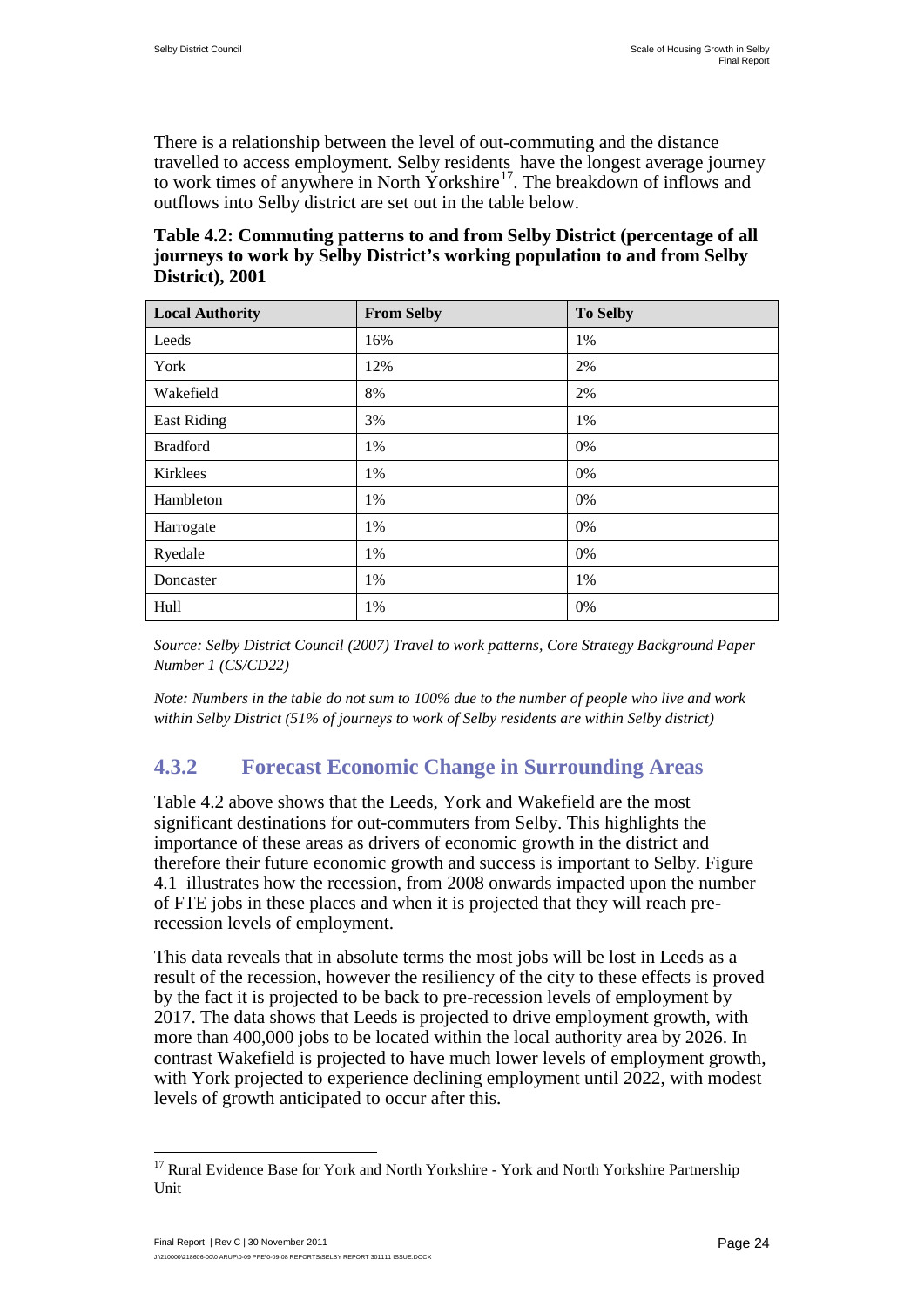There is a relationship between the level of out-commuting and the distance travelled to access employment. Selby residents have the longest average journey to work times of anywhere in North Yorkshire[17]. The breakdown of inflows and outflows into Selby district are set out in the table below.

**Table 4.2: Commuting patterns to and from Selby District (percentage of all journeys to work by Selby District's working population to and from Selby District), 2001**

| Local Authority | From Selby | To Selby |
| --- | --- | --- |
| Leeds | 16% | 1% |
| York | 12% | 2% |
| Wakefield | 8% | 2% |
| East Riding | 3% | 1% |
| Bradford | 1% | 0% |
| Kirklees | 1% | 0% |
| Hambleton | 1% | 0% |
| Harrogate | 1% | 0% |
| Ryedale | 1% | 0% |
| Doncaster | 1% | 1% |
| Hull | 1% | 0% |

*Source: Selby District Council (2007) Travel to work patterns, Core Strategy Background Paper Number 1 (CS/CD22)*

*Note: Numbers in the table do not sum to 100% due to the number of people who live and work within Selby District (51% of journeys to work of Selby residents are within Selby district)*

### 4.3.2 Forecast Economic Change in Surrounding Areas

Table 4.2 above shows that the Leeds, York and Wakefield are the most significant destinations for out-commuters from Selby. This highlights the importance of these areas as drivers of economic growth in the district and therefore their future economic growth and success is important to Selby. Figure 4.1 illustrates how the recession, from 2008 onwards impacted upon the number of FTE jobs in these places and when it is projected that they will reach pre-recession levels of employment.

This data reveals that in absolute terms the most jobs will be lost in Leeds as a result of the recession, however the resiliency of the city to these effects is proved by the fact it is projected to be back to pre-recession levels of employment by 2017. The data shows that Leeds is projected to drive employment growth, with more than 400,000 jobs to be located within the local authority area by 2026. In contrast Wakefield is projected to have much lower levels of employment growth, with York projected to experience declining employment until 2022, with modest levels of growth anticipated to occur after this.

[17] Rural Evidence Base for York and North Yorkshire - York and North Yorkshire Partnership Unit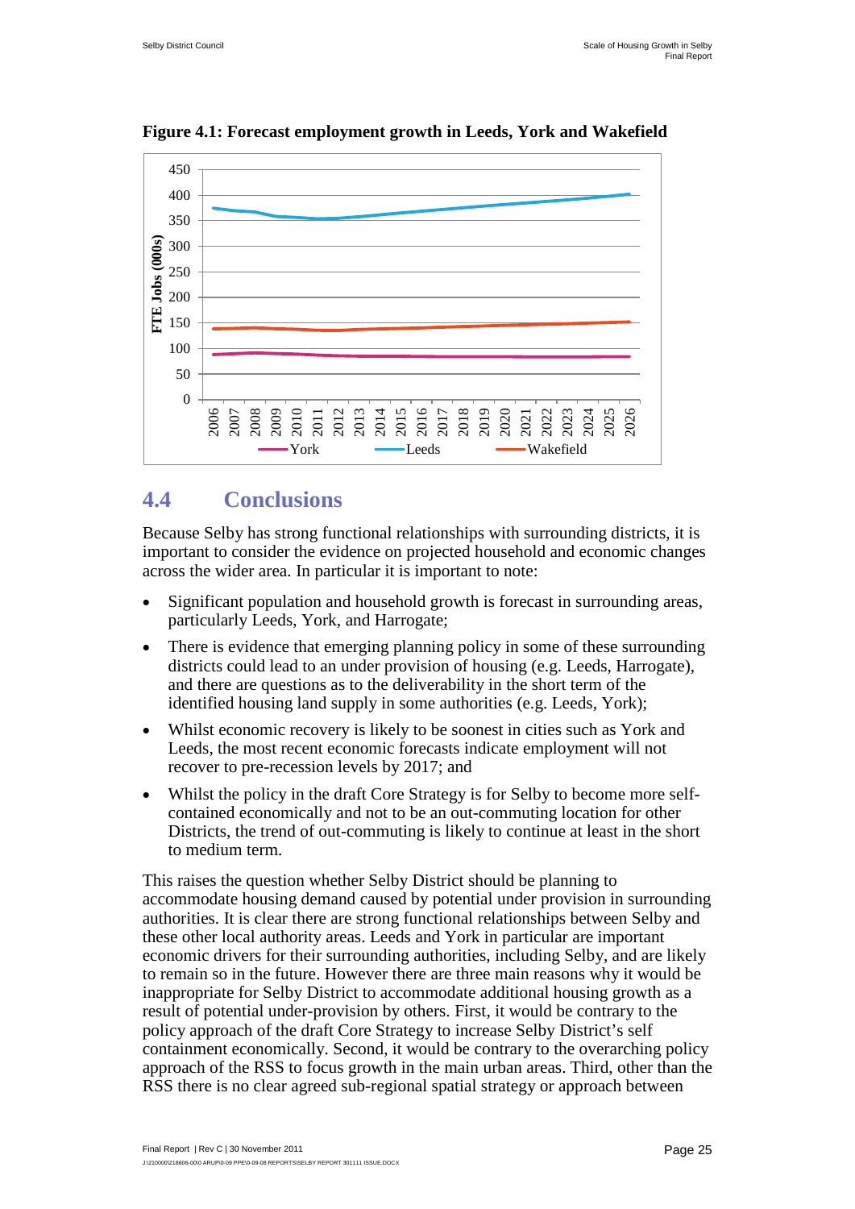**Figure 4.1: Forecast employment growth in Leeds, York and Wakefield**

## 4.4 Conclusions

Because Selby has strong functional relationships with surrounding districts, it is important to consider the evidence on projected household and economic changes across the wider area. In particular it is important to note:

- Significant population and household growth is forecast in surrounding areas, particularly Leeds, York, and Harrogate;
- There is evidence that emerging planning policy in some of these surrounding districts could lead to an under provision of housing (e.g. Leeds, Harrogate), and there are questions as to the deliverability in the short term of the identified housing land supply in some authorities (e.g. Leeds, York);
- Whilst economic recovery is likely to be soonest in cities such as York and Leeds, the most recent economic forecasts indicate employment will not recover to pre-recession levels by 2017; and
- Whilst the policy in the draft Core Strategy is for Selby to become more self-contained economically and not to be an out-commuting location for other Districts, the trend of out-commuting is likely to continue at least in the short to medium term.

This raises the question whether Selby District should be planning to accommodate housing demand caused by potential under provision in surrounding authorities. It is clear there are strong functional relationships between Selby and these other local authority areas. Leeds and York in particular are important economic drivers for their surrounding authorities, including Selby, and are likely to remain so in the future. However there are three main reasons why it would be inappropriate for Selby District to accommodate additional housing growth as a result of potential under-provision by others. First, it would be contrary to the policy approach of the draft Core Strategy to increase Selby District's self containment economically. Second, it would be contrary to the overarching policy approach of the RSS to focus growth in the main urban areas. Third, other than the RSS there is no clear agreed sub-regional spatial strategy or approach between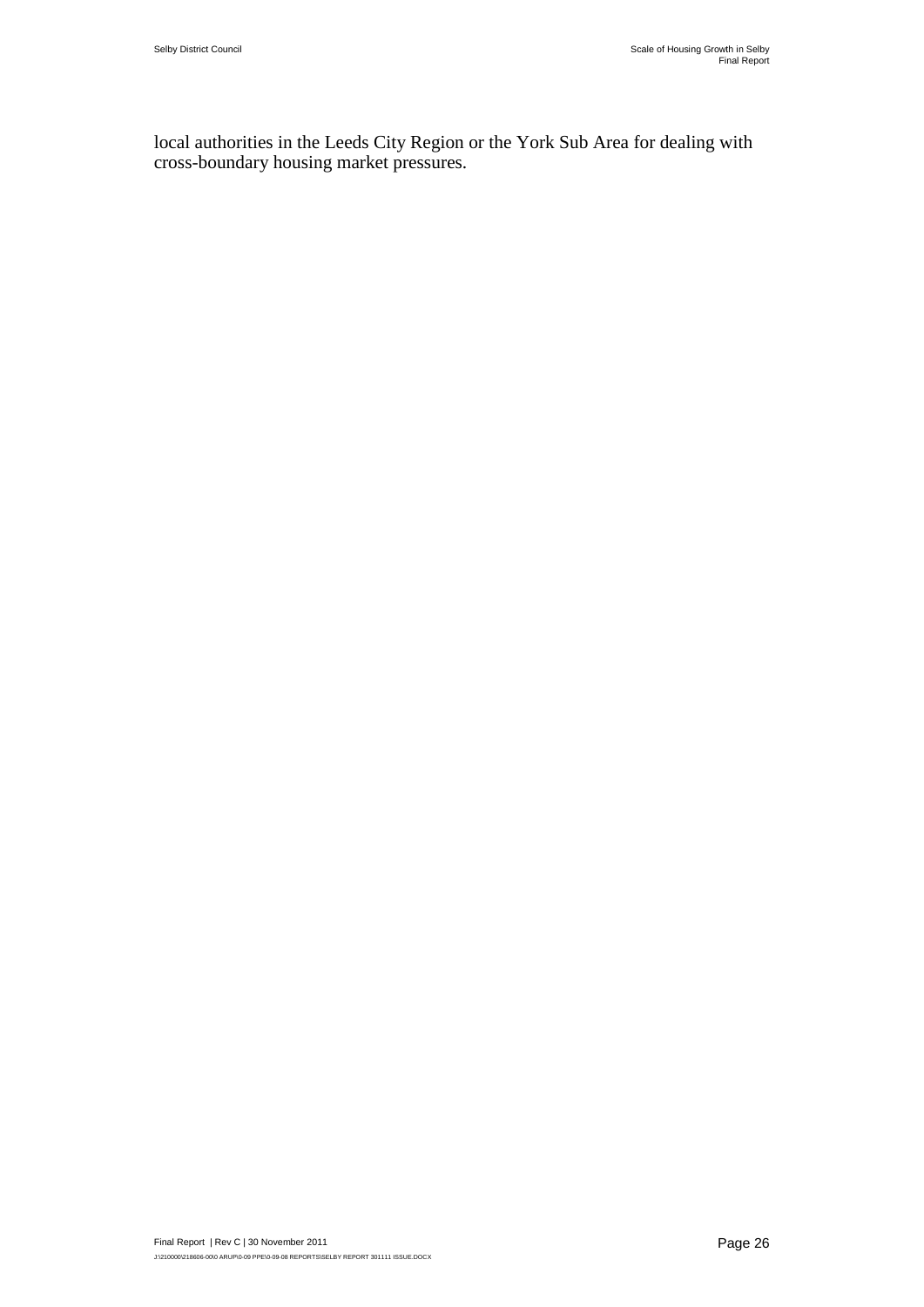local authorities in the Leeds City Region or the York Sub Area for dealing with cross-boundary housing market pressures.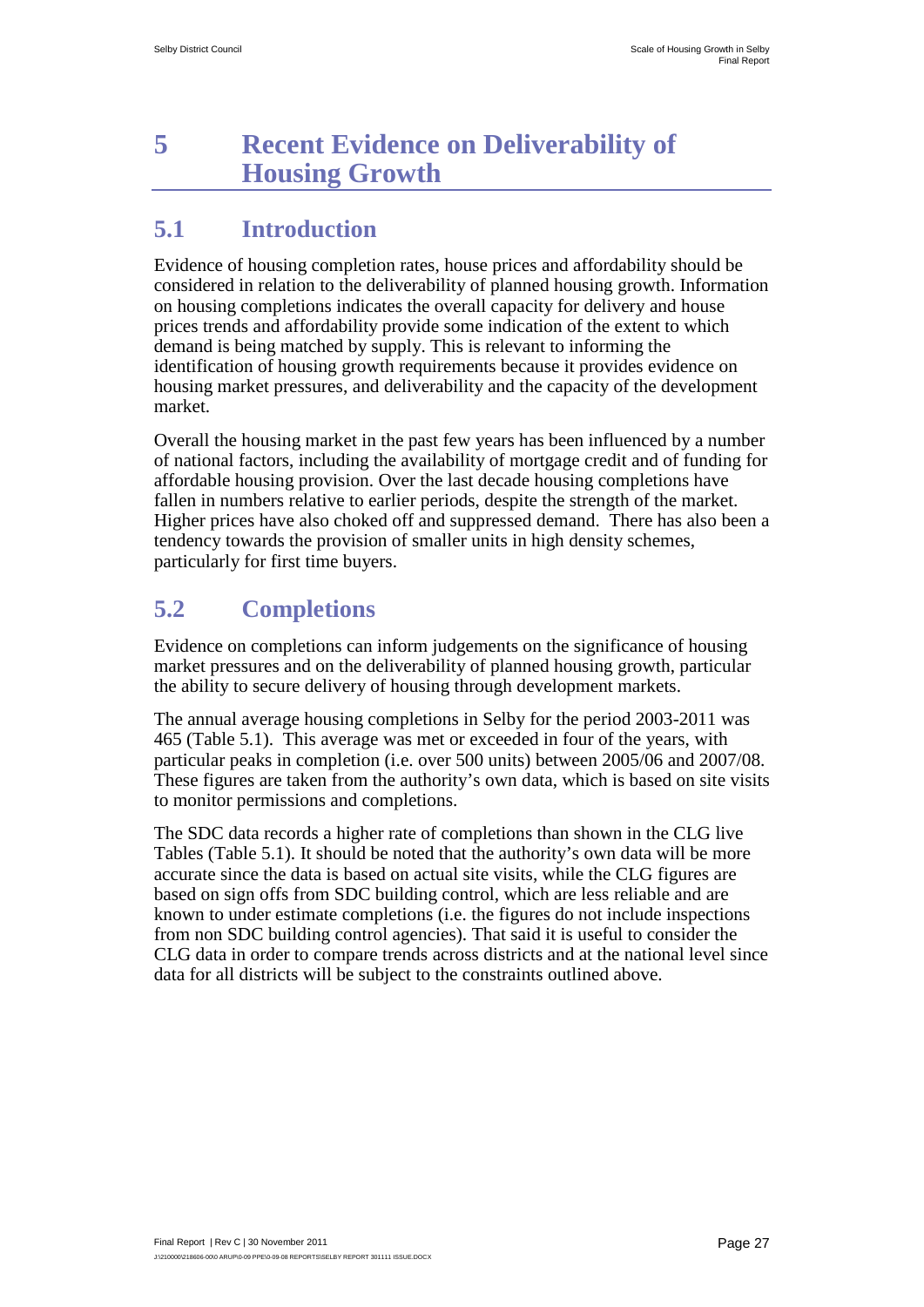# 5 Recent Evidence on Deliverability of Housing Growth

## 5.1 Introduction

Evidence of housing completion rates, house prices and affordability should be considered in relation to the deliverability of planned housing growth. Information on housing completions indicates the overall capacity for delivery and house prices trends and affordability provide some indication of the extent to which demand is being matched by supply. This is relevant to informing the identification of housing growth requirements because it provides evidence on housing market pressures, and deliverability and the capacity of the development market.

Overall the housing market in the past few years has been influenced by a number of national factors, including the availability of mortgage credit and of funding for affordable housing provision. Over the last decade housing completions have fallen in numbers relative to earlier periods, despite the strength of the market. Higher prices have also choked off and suppressed demand. There has also been a tendency towards the provision of smaller units in high density schemes, particularly for first time buyers.

## 5.2 Completions

Evidence on completions can inform judgements on the significance of housing market pressures and on the deliverability of planned housing growth, particular the ability to secure delivery of housing through development markets.

The annual average housing completions in Selby for the period 2003-2011 was 465 (Table 5.1). This average was met or exceeded in four of the years, with particular peaks in completion (i.e. over 500 units) between 2005/06 and 2007/08. These figures are taken from the authority's own data, which is based on site visits to monitor permissions and completions.

The SDC data records a higher rate of completions than shown in the CLG live Tables (Table 5.1). It should be noted that the authority's own data will be more accurate since the data is based on actual site visits, while the CLG figures are based on sign offs from SDC building control, which are less reliable and are known to under estimate completions (i.e. the figures do not include inspections from non SDC building control agencies). That said it is useful to consider the CLG data in order to compare trends across districts and at the national level since data for all districts will be subject to the constraints outlined above.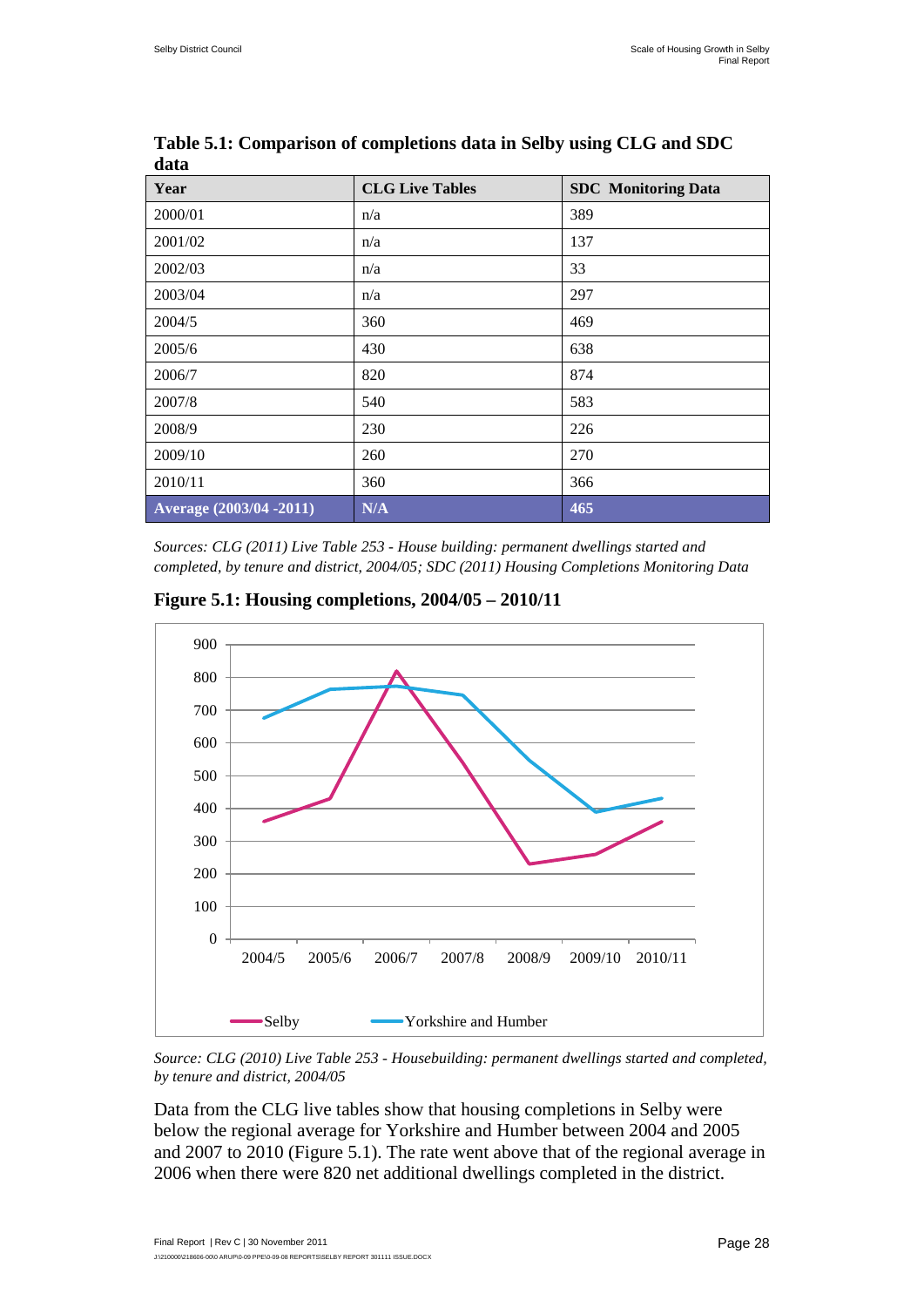**Table 5.1: Comparison of completions data in Selby using CLG and SDC data**

| Year | CLG Live Tables | SDC Monitoring Data |
|---|---|---|
| 2000/01 | n/a | 389 |
| 2001/02 | n/a | 137 |
| 2002/03 | n/a | 33 |
| 2003/04 | n/a | 297 |
| 2004/5 | 360 | 469 |
| 2005/6 | 430 | 638 |
| 2006/7 | 820 | 874 |
| 2007/8 | 540 | 583 |
| 2008/9 | 230 | 226 |
| 2009/10 | 260 | 270 |
| 2010/11 | 360 | 366 |
| **Average (2003/04 -2011)** | **N/A** | **465** |

*Sources: CLG (2011) Live Table 253 - House building: permanent dwellings started and completed, by tenure and district, 2004/05; SDC (2011) Housing Completions Monitoring Data*

**Figure 5.1: Housing completions, 2004/05 – 2010/11**

*Source: CLG (2010) Live Table 253 - Housebuilding: permanent dwellings started and completed, by tenure and district, 2004/05*

Data from the CLG live tables show that housing completions in Selby were below the regional average for Yorkshire and Humber between 2004 and 2005 and 2007 to 2010 (Figure 5.1). The rate went above that of the regional average in 2006 when there were 820 net additional dwellings completed in the district.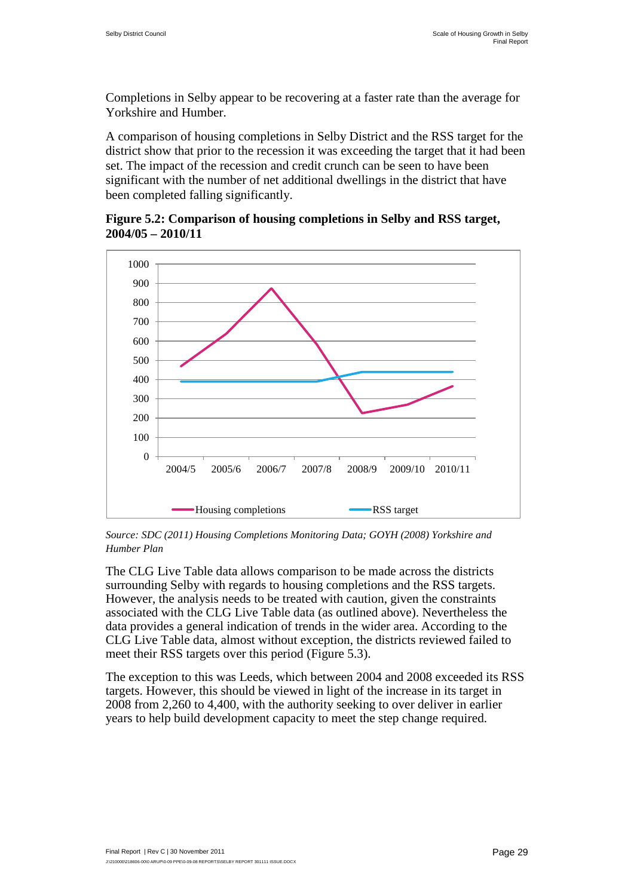Completions in Selby appear to be recovering at a faster rate than the average for Yorkshire and Humber.

A comparison of housing completions in Selby District and the RSS target for the district show that prior to the recession it was exceeding the target that it had been set. The impact of the recession and credit crunch can be seen to have been significant with the number of net additional dwellings in the district that have been completed falling significantly.

**Figure 5.2: Comparison of housing completions in Selby and RSS target, 2004/05 – 2010/11**

*Source: SDC (2011) Housing Completions Monitoring Data; GOYH (2008) Yorkshire and Humber Plan*

The CLG Live Table data allows comparison to be made across the districts surrounding Selby with regards to housing completions and the RSS targets. However, the analysis needs to be treated with caution, given the constraints associated with the CLG Live Table data (as outlined above). Nevertheless the data provides a general indication of trends in the wider area. According to the CLG Live Table data, almost without exception, the districts reviewed failed to meet their RSS targets over this period (Figure 5.3).

The exception to this was Leeds, which between 2004 and 2008 exceeded its RSS targets. However, this should be viewed in light of the increase in its target in 2008 from 2,260 to 4,400, with the authority seeking to over deliver in earlier years to help build development capacity to meet the step change required.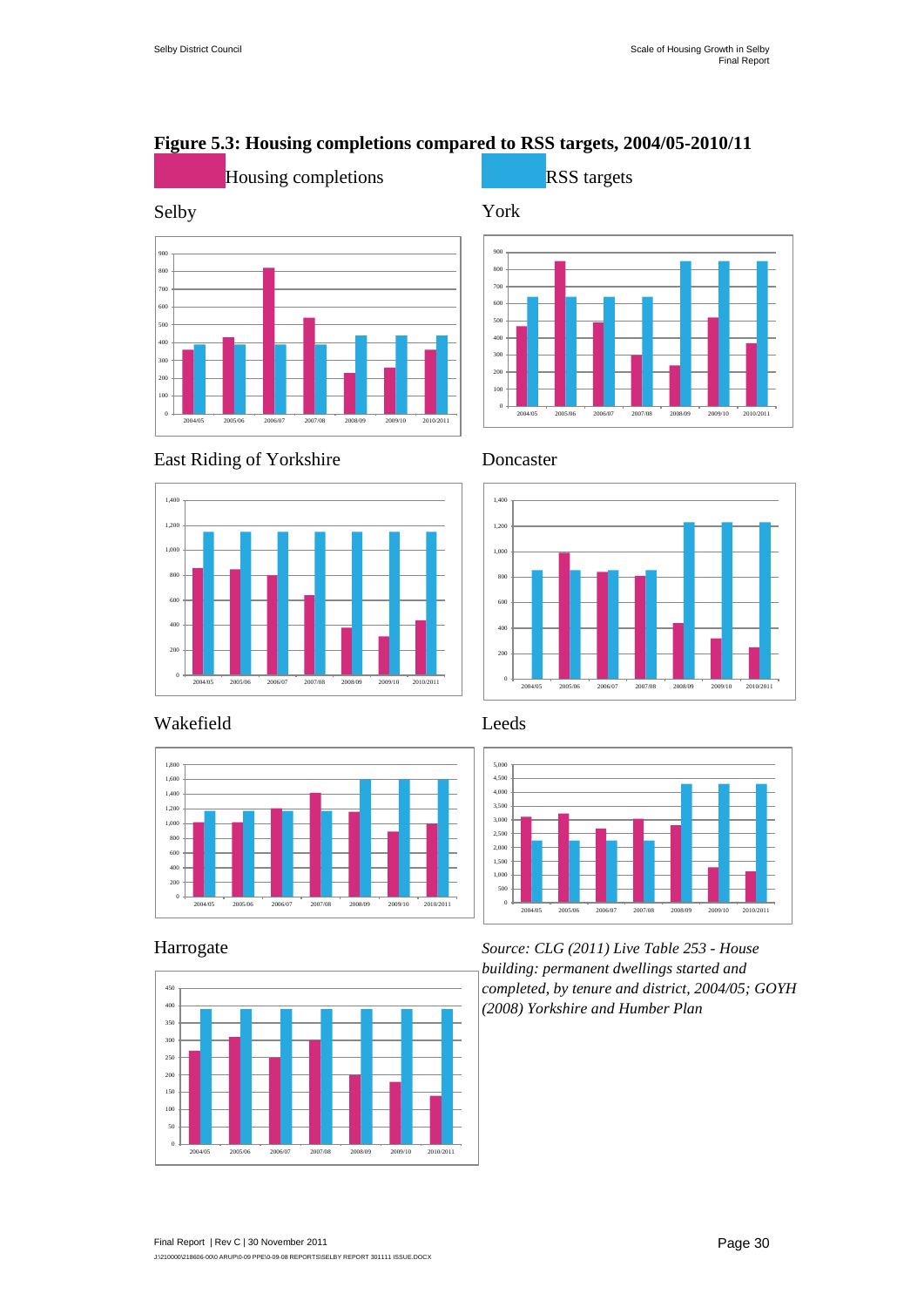**Figure 5.3: Housing completions compared to RSS targets, 2004/05-2010/11**

Housing completions   RSS targets

Selby

York

East Riding of Yorkshire

Doncaster

Wakefield

Leeds

Harrogate

*Source: CLG (2011) Live Table 253 - House building: permanent dwellings started and completed, by tenure and district, 2004/05; GOYH (2008) Yorkshire and Humber Plan*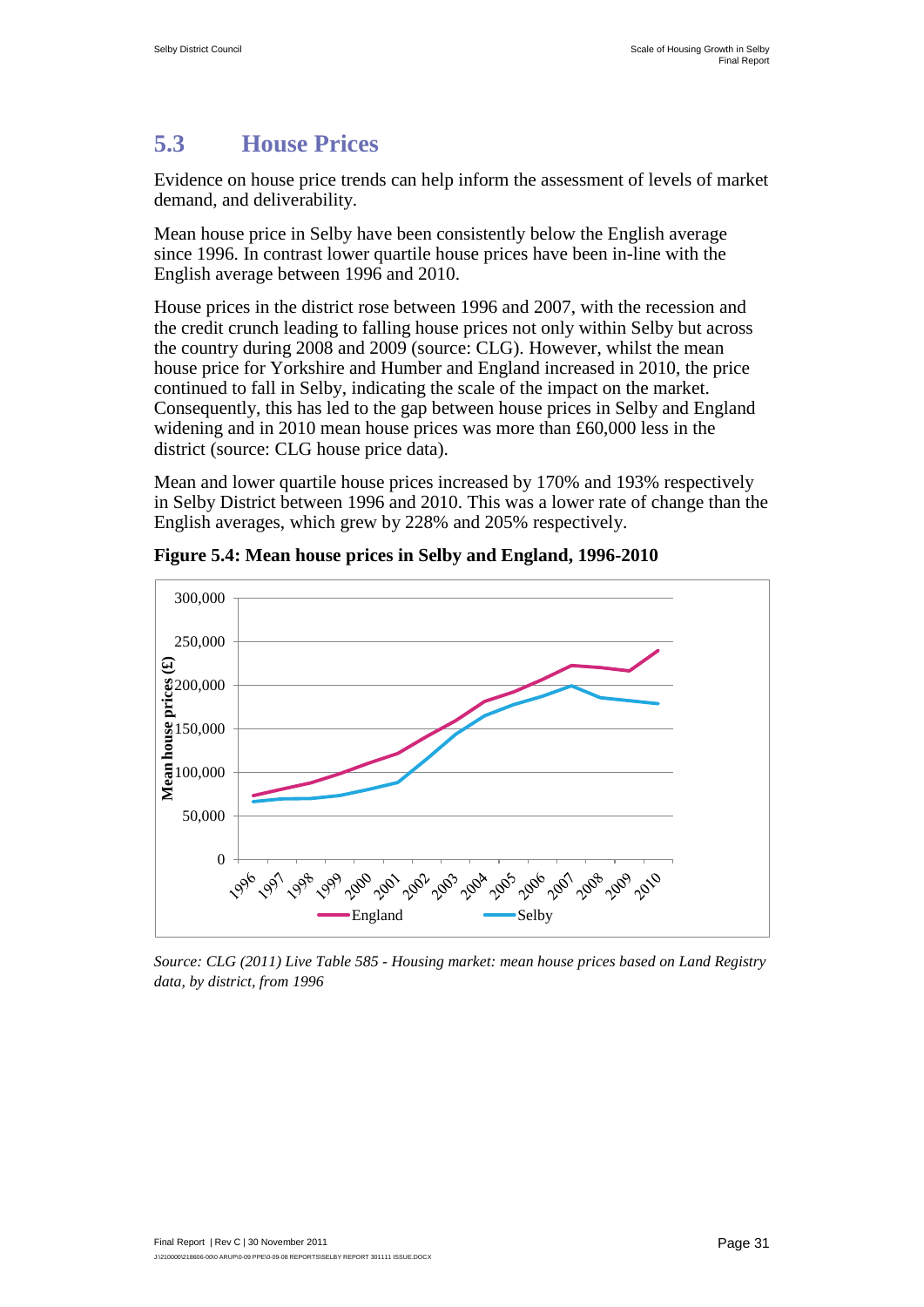## 5.3 House Prices

Evidence on house price trends can help inform the assessment of levels of market demand, and deliverability.

Mean house price in Selby have been consistently below the English average since 1996. In contrast lower quartile house prices have been in-line with the English average between 1996 and 2010.

House prices in the district rose between 1996 and 2007, with the recession and the credit crunch leading to falling house prices not only within Selby but across the country during 2008 and 2009 (source: CLG). However, whilst the mean house price for Yorkshire and Humber and England increased in 2010, the price continued to fall in Selby, indicating the scale of the impact on the market. Consequently, this has led to the gap between house prices in Selby and England widening and in 2010 mean house prices was more than £60,000 less in the district (source: CLG house price data).

Mean and lower quartile house prices increased by 170% and 193% respectively in Selby District between 1996 and 2010. This was a lower rate of change than the English averages, which grew by 228% and 205% respectively.

**Figure 5.4: Mean house prices in Selby and England, 1996-2010**

*Source: CLG (2011) Live Table 585 - Housing market: mean house prices based on Land Registry data, by district, from 1996*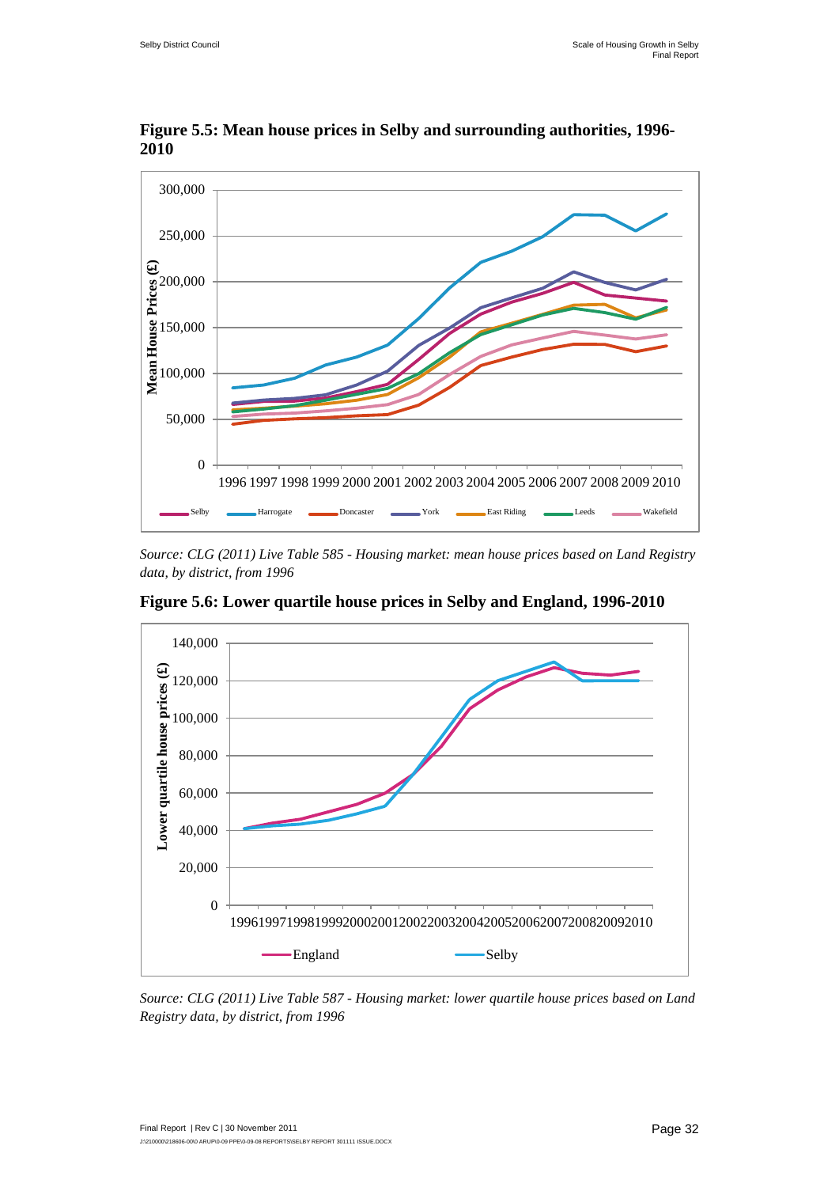**Figure 5.5: Mean house prices in Selby and surrounding authorities, 1996-2010**

*Source: CLG (2011) Live Table 585 - Housing market: mean house prices based on Land Registry data, by district, from 1996*

**Figure 5.6: Lower quartile house prices in Selby and England, 1996-2010**

*Source: CLG (2011) Live Table 587 - Housing market: lower quartile house prices based on Land Registry data, by district, from 1996*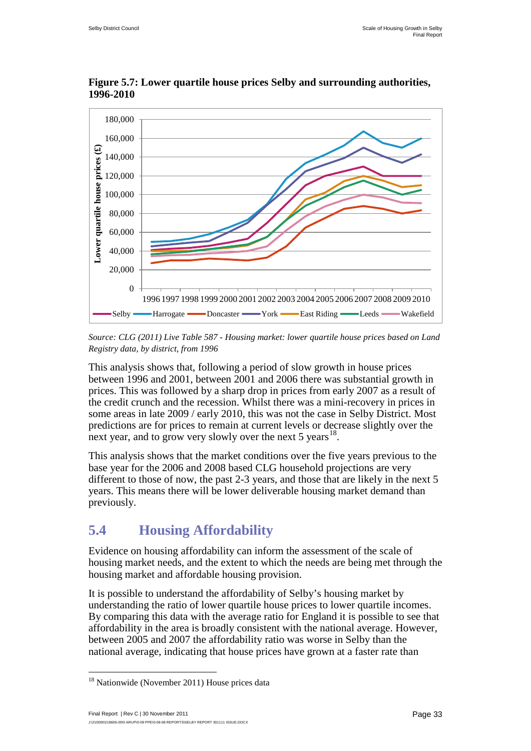**Figure 5.7: Lower quartile house prices Selby and surrounding authorities, 1996-2010**

*Source: CLG (2011) Live Table 587 - Housing market: lower quartile house prices based on Land Registry data, by district, from 1996*

This analysis shows that, following a period of slow growth in house prices between 1996 and 2001, between 2001 and 2006 there was substantial growth in prices. This was followed by a sharp drop in prices from early 2007 as a result of the credit crunch and the recession. Whilst there was a mini-recovery in prices in some areas in late 2009 / early 2010, this was not the case in Selby District. Most predictions are for prices to remain at current levels or decrease slightly over the next year, and to grow very slowly over the next 5 years[18].

This analysis shows that the market conditions over the five years previous to the base year for the 2006 and 2008 based CLG household projections are very different to those of now, the past 2-3 years, and those that are likely in the next 5 years. This means there will be lower deliverable housing market demand than previously.

## 5.4 Housing Affordability

Evidence on housing affordability can inform the assessment of the scale of housing market needs, and the extent to which the needs are being met through the housing market and affordable housing provision.

It is possible to understand the affordability of Selby's housing market by understanding the ratio of lower quartile house prices to lower quartile incomes. By comparing this data with the average ratio for England it is possible to see that affordability in the area is broadly consistent with the national average. However, between 2005 and 2007 the affordability ratio was worse in Selby than the national average, indicating that house prices have grown at a faster rate than

[18] Nationwide (November 2011) House prices data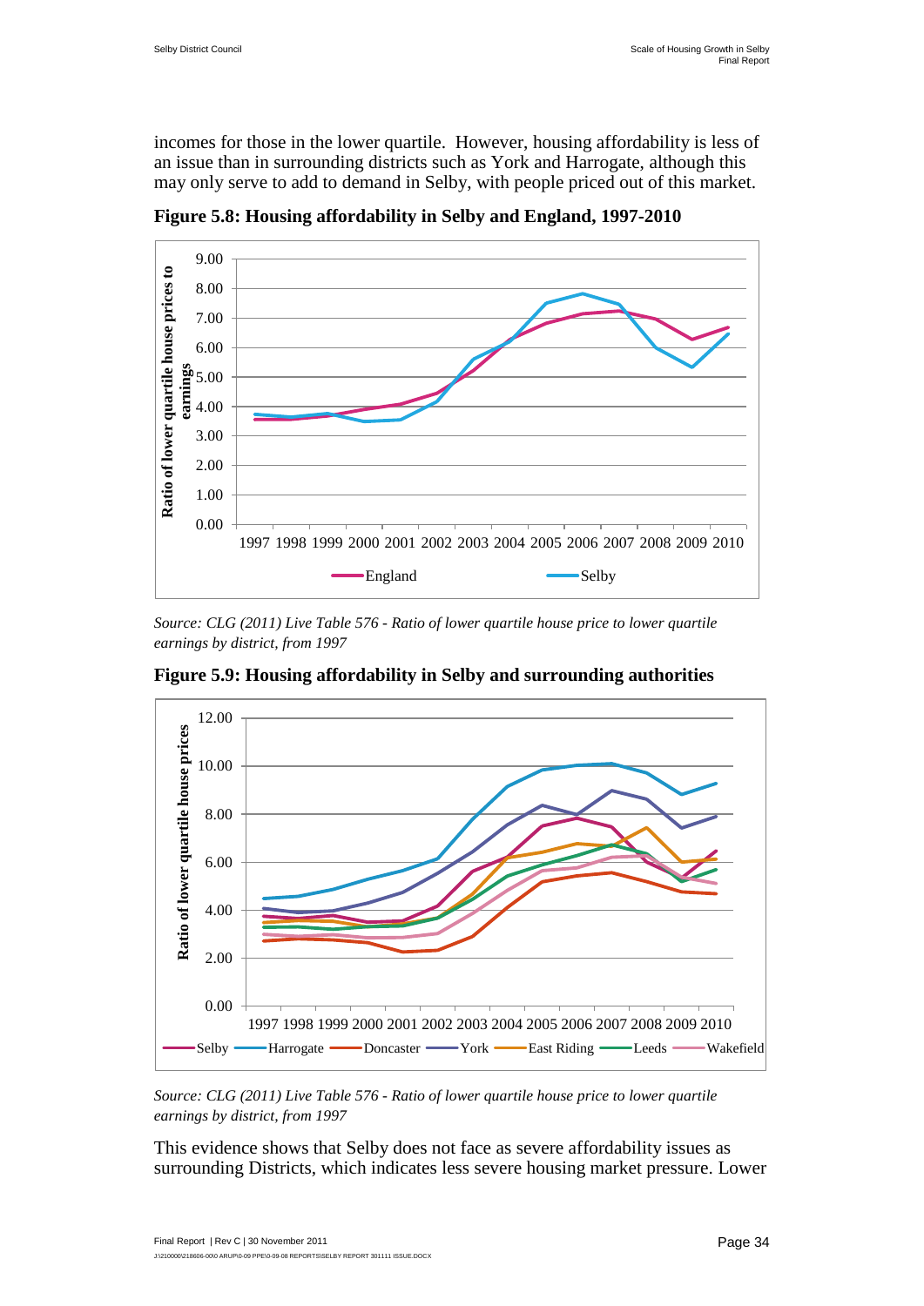incomes for those in the lower quartile. However, housing affordability is less of an issue than in surrounding districts such as York and Harrogate, although this may only serve to add to demand in Selby, with people priced out of this market.

**Figure 5.8: Housing affordability in Selby and England, 1997-2010**

*Source: CLG (2011) Live Table 576 - Ratio of lower quartile house price to lower quartile earnings by district, from 1997*

**Figure 5.9: Housing affordability in Selby and surrounding authorities**

*Source: CLG (2011) Live Table 576 - Ratio of lower quartile house price to lower quartile earnings by district, from 1997*

This evidence shows that Selby does not face as severe affordability issues as surrounding Districts, which indicates less severe housing market pressure. Lower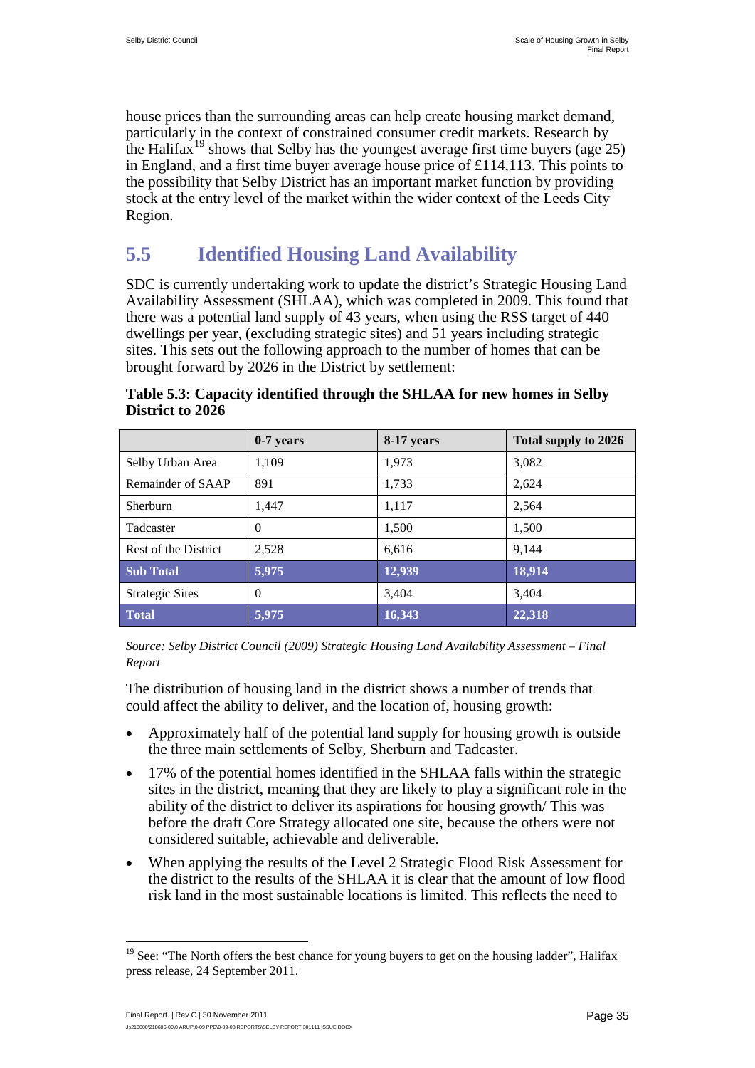house prices than the surrounding areas can help create housing market demand, particularly in the context of constrained consumer credit markets. Research by the Halifax[19] shows that Selby has the youngest average first time buyers (age 25) in England, and a first time buyer average house price of £114,113. This points to the possibility that Selby District has an important market function by providing stock at the entry level of the market within the wider context of the Leeds City Region.

## 5.5 Identified Housing Land Availability

SDC is currently undertaking work to update the district's Strategic Housing Land Availability Assessment (SHLAA), which was completed in 2009. This found that there was a potential land supply of 43 years, when using the RSS target of 440 dwellings per year, (excluding strategic sites) and 51 years including strategic sites. This sets out the following approach to the number of homes that can be brought forward by 2026 in the District by settlement:

**Table 5.3: Capacity identified through the SHLAA for new homes in Selby District to 2026**

| | 0-7 years | 8-17 years | Total supply to 2026 |
|---|---|---|---|
| Selby Urban Area | 1,109 | 1,973 | 3,082 |
| Remainder of SAAP | 891 | 1,733 | 2,624 |
| Sherburn | 1,447 | 1,117 | 2,564 |
| Tadcaster | 0 | 1,500 | 1,500 |
| Rest of the District | 2,528 | 6,616 | 9,144 |
| **Sub Total** | **5,975** | **12,939** | **18,914** |
| Strategic Sites | 0 | 3,404 | 3,404 |
| **Total** | **5,975** | **16,343** | **22,318** |

*Source: Selby District Council (2009) Strategic Housing Land Availability Assessment – Final Report*

The distribution of housing land in the district shows a number of trends that could affect the ability to deliver, and the location of, housing growth:

- Approximately half of the potential land supply for housing growth is outside the three main settlements of Selby, Sherburn and Tadcaster.
- 17% of the potential homes identified in the SHLAA falls within the strategic sites in the district, meaning that they are likely to play a significant role in the ability of the district to deliver its aspirations for housing growth/ This was before the draft Core Strategy allocated one site, because the others were not considered suitable, achievable and deliverable.
- When applying the results of the Level 2 Strategic Flood Risk Assessment for the district to the results of the SHLAA it is clear that the amount of low flood risk land in the most sustainable locations is limited. This reflects the need to

[19] See: "The North offers the best chance for young buyers to get on the housing ladder", Halifax press release, 24 September 2011.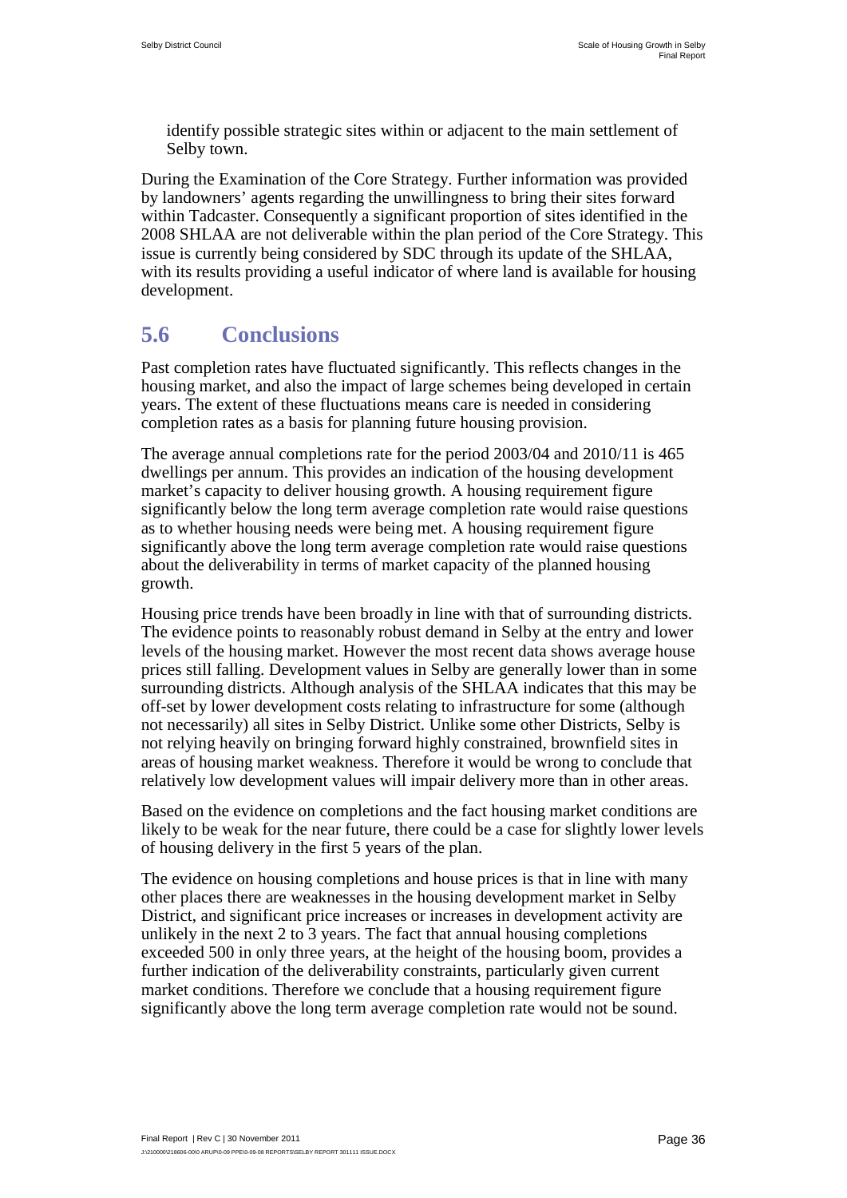identify possible strategic sites within or adjacent to the main settlement of Selby town.

During the Examination of the Core Strategy. Further information was provided by landowners' agents regarding the unwillingness to bring their sites forward within Tadcaster. Consequently a significant proportion of sites identified in the 2008 SHLAA are not deliverable within the plan period of the Core Strategy. This issue is currently being considered by SDC through its update of the SHLAA, with its results providing a useful indicator of where land is available for housing development.

## 5.6 Conclusions

Past completion rates have fluctuated significantly. This reflects changes in the housing market, and also the impact of large schemes being developed in certain years. The extent of these fluctuations means care is needed in considering completion rates as a basis for planning future housing provision.

The average annual completions rate for the period 2003/04 and 2010/11 is 465 dwellings per annum. This provides an indication of the housing development market's capacity to deliver housing growth. A housing requirement figure significantly below the long term average completion rate would raise questions as to whether housing needs were being met. A housing requirement figure significantly above the long term average completion rate would raise questions about the deliverability in terms of market capacity of the planned housing growth.

Housing price trends have been broadly in line with that of surrounding districts. The evidence points to reasonably robust demand in Selby at the entry and lower levels of the housing market. However the most recent data shows average house prices still falling. Development values in Selby are generally lower than in some surrounding districts. Although analysis of the SHLAA indicates that this may be off-set by lower development costs relating to infrastructure for some (although not necessarily) all sites in Selby District. Unlike some other Districts, Selby is not relying heavily on bringing forward highly constrained, brownfield sites in areas of housing market weakness. Therefore it would be wrong to conclude that relatively low development values will impair delivery more than in other areas.

Based on the evidence on completions and the fact housing market conditions are likely to be weak for the near future, there could be a case for slightly lower levels of housing delivery in the first 5 years of the plan.

The evidence on housing completions and house prices is that in line with many other places there are weaknesses in the housing development market in Selby District, and significant price increases or increases in development activity are unlikely in the next 2 to 3 years. The fact that annual housing completions exceeded 500 in only three years, at the height of the housing boom, provides a further indication of the deliverability constraints, particularly given current market conditions. Therefore we conclude that a housing requirement figure significantly above the long term average completion rate would not be sound.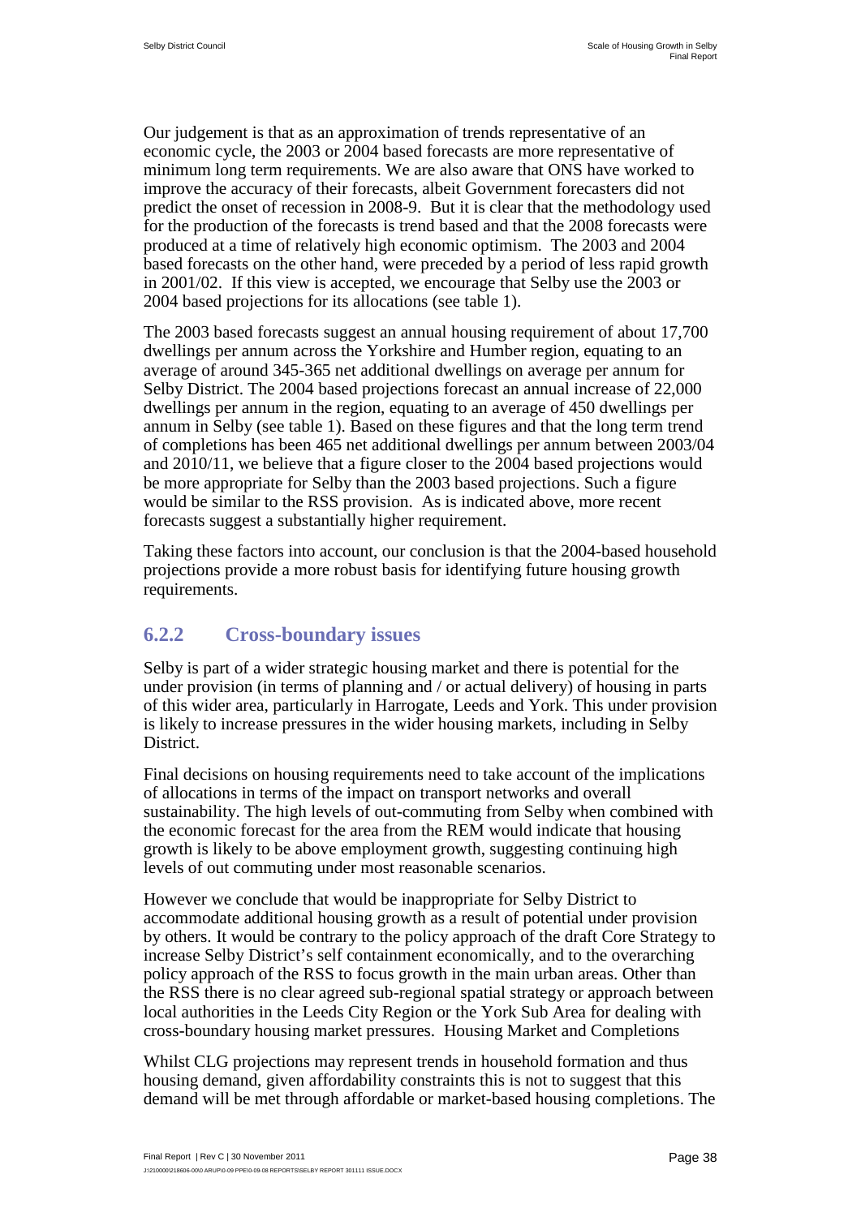Our judgement is that as an approximation of trends representative of an economic cycle, the 2003 or 2004 based forecasts are more representative of minimum long term requirements. We are also aware that ONS have worked to improve the accuracy of their forecasts, albeit Government forecasters did not predict the onset of recession in 2008-9. But it is clear that the methodology used for the production of the forecasts is trend based and that the 2008 forecasts were produced at a time of relatively high economic optimism. The 2003 and 2004 based forecasts on the other hand, were preceded by a period of less rapid growth in 2001/02. If this view is accepted, we encourage that Selby use the 2003 or 2004 based projections for its allocations (see table 1).

The 2003 based forecasts suggest an annual housing requirement of about 17,700 dwellings per annum across the Yorkshire and Humber region, equating to an average of around 345-365 net additional dwellings on average per annum for Selby District. The 2004 based projections forecast an annual increase of 22,000 dwellings per annum in the region, equating to an average of 450 dwellings per annum in Selby (see table 1). Based on these figures and that the long term trend of completions has been 465 net additional dwellings per annum between 2003/04 and 2010/11, we believe that a figure closer to the 2004 based projections would be more appropriate for Selby than the 2003 based projections. Such a figure would be similar to the RSS provision. As is indicated above, more recent forecasts suggest a substantially higher requirement.

Taking these factors into account, our conclusion is that the 2004-based household projections provide a more robust basis for identifying future housing growth requirements.

### 6.2.2 Cross-boundary issues

Selby is part of a wider strategic housing market and there is potential for the under provision (in terms of planning and / or actual delivery) of housing in parts of this wider area, particularly in Harrogate, Leeds and York. This under provision is likely to increase pressures in the wider housing markets, including in Selby District.

Final decisions on housing requirements need to take account of the implications of allocations in terms of the impact on transport networks and overall sustainability. The high levels of out-commuting from Selby when combined with the economic forecast for the area from the REM would indicate that housing growth is likely to be above employment growth, suggesting continuing high levels of out commuting under most reasonable scenarios.

However we conclude that would be inappropriate for Selby District to accommodate additional housing growth as a result of potential under provision by others. It would be contrary to the policy approach of the draft Core Strategy to increase Selby District's self containment economically, and to the overarching policy approach of the RSS to focus growth in the main urban areas. Other than the RSS there is no clear agreed sub-regional spatial strategy or approach between local authorities in the Leeds City Region or the York Sub Area for dealing with cross-boundary housing market pressures. Housing Market and Completions

Whilst CLG projections may represent trends in household formation and thus housing demand, given affordability constraints this is not to suggest that this demand will be met through affordable or market-based housing completions. The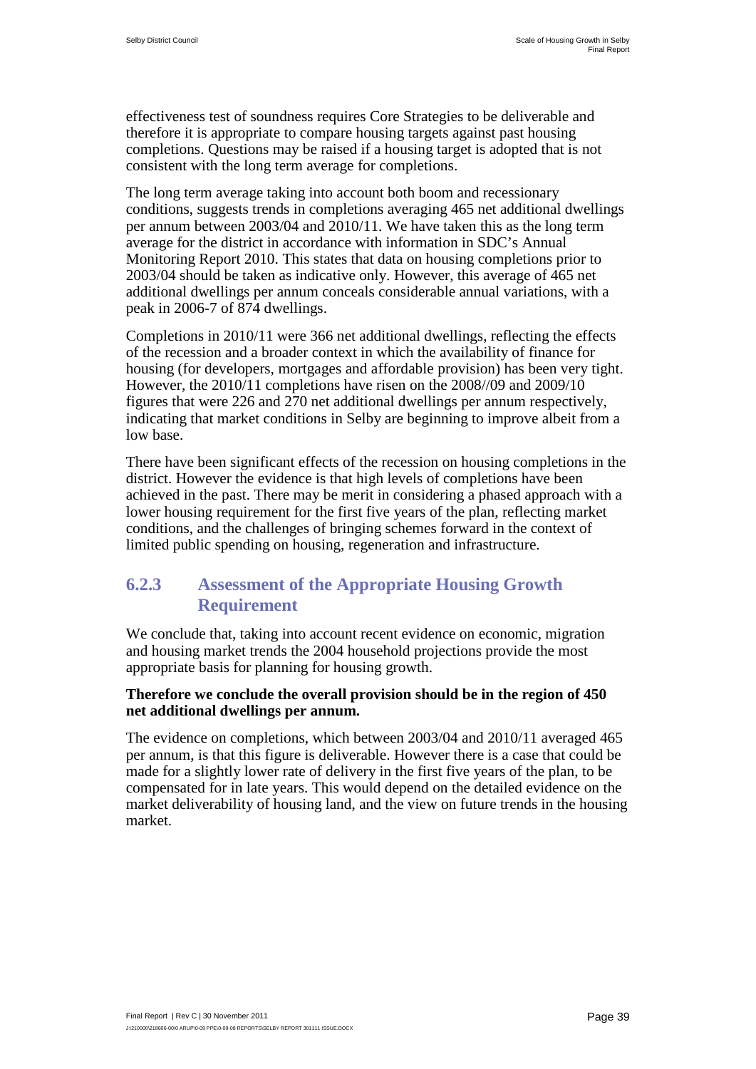effectiveness test of soundness requires Core Strategies to be deliverable and therefore it is appropriate to compare housing targets against past housing completions. Questions may be raised if a housing target is adopted that is not consistent with the long term average for completions.

The long term average taking into account both boom and recessionary conditions, suggests trends in completions averaging 465 net additional dwellings per annum between 2003/04 and 2010/11. We have taken this as the long term average for the district in accordance with information in SDC's Annual Monitoring Report 2010. This states that data on housing completions prior to 2003/04 should be taken as indicative only. However, this average of 465 net additional dwellings per annum conceals considerable annual variations, with a peak in 2006-7 of 874 dwellings.

Completions in 2010/11 were 366 net additional dwellings, reflecting the effects of the recession and a broader context in which the availability of finance for housing (for developers, mortgages and affordable provision) has been very tight. However, the 2010/11 completions have risen on the 2008//09 and 2009/10 figures that were 226 and 270 net additional dwellings per annum respectively, indicating that market conditions in Selby are beginning to improve albeit from a low base.

There have been significant effects of the recession on housing completions in the district. However the evidence is that high levels of completions have been achieved in the past. There may be merit in considering a phased approach with a lower housing requirement for the first five years of the plan, reflecting market conditions, and the challenges of bringing schemes forward in the context of limited public spending on housing, regeneration and infrastructure.

### 6.2.3 Assessment of the Appropriate Housing Growth Requirement

We conclude that, taking into account recent evidence on economic, migration and housing market trends the 2004 household projections provide the most appropriate basis for planning for housing growth.

**Therefore we conclude the overall provision should be in the region of 450 net additional dwellings per annum.**

The evidence on completions, which between 2003/04 and 2010/11 averaged 465 per annum, is that this figure is deliverable. However there is a case that could be made for a slightly lower rate of delivery in the first five years of the plan, to be compensated for in late years. This would depend on the detailed evidence on the market deliverability of housing land, and the view on future trends in the housing market.